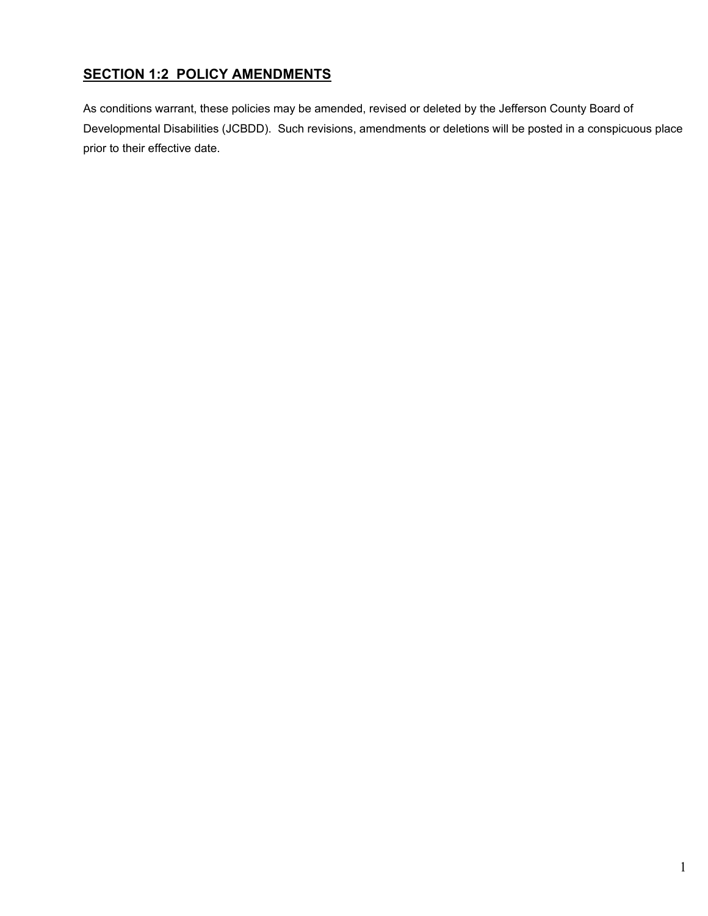## SECTION 1:2 POLICY AMENDMENTS

As conditions warrant, these policies may be amended, revised or deleted by the Jefferson County Board of Developmental Disabilities (JCBDD). Such revisions, amendments or deletions will be posted in a conspicuous place prior to their effective date.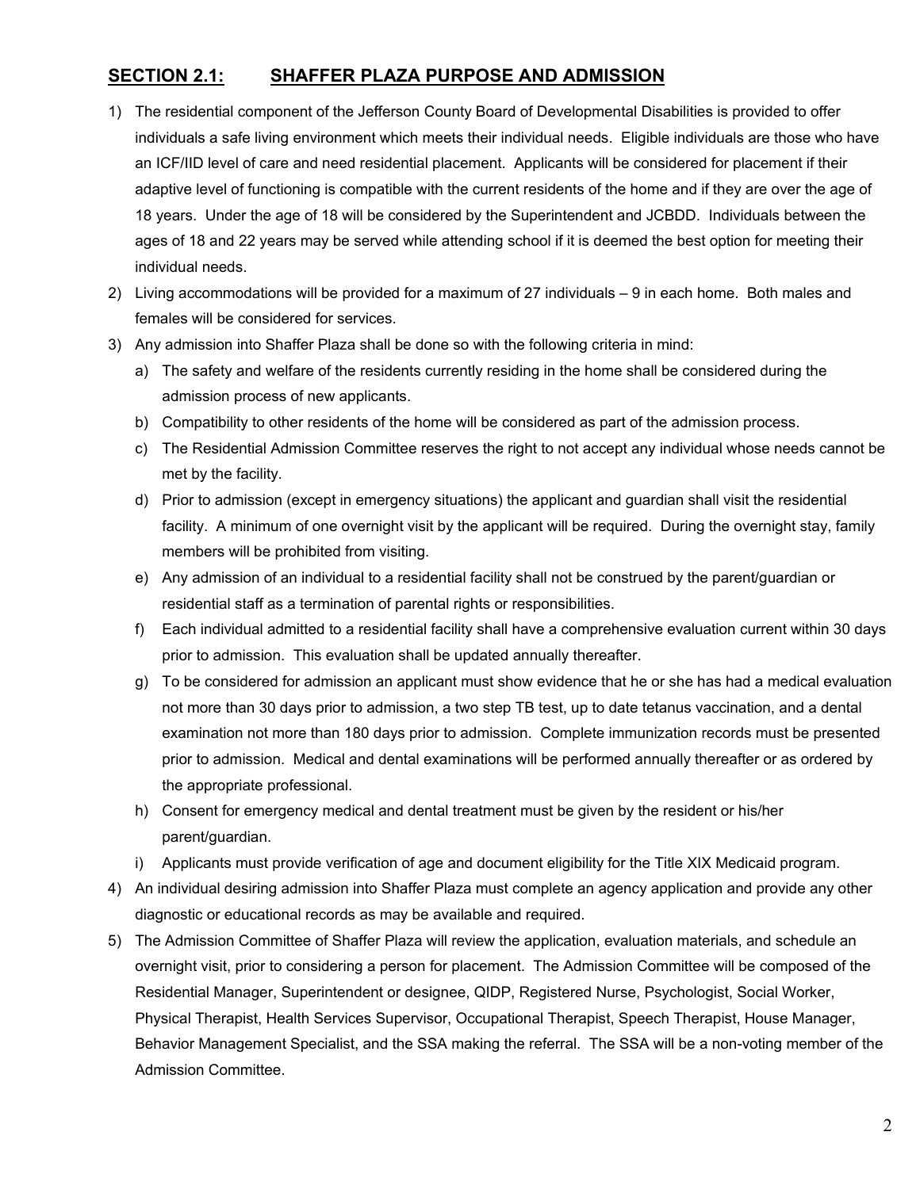## SECTION 2.1: SHAFFER PLAZA PURPOSE AND ADMISSION

1) The residential component of the Jefferson County Board of Developmental Disabilities is provided to offer individuals a safe living environment which meets their individual needs. Eligible individuals are those who have an ICF/IID level of care and need residential placement. Applicants will be considered for placement if their adaptive level of functioning is compatible with the current residents of the home and if they are over the age of 18 years. Under the age of 18 will be considered by the Superintendent and JCBDD. Individuals between the ages of 18 and 22 years may be served while attending school if it is deemed the best option for meeting their individual needs.
2) Living accommodations will be provided for a maximum of 27 individuals – 9 in each home. Both males and females will be considered for services.
3) Any admission into Shaffer Plaza shall be done so with the following criteria in mind:
   a) The safety and welfare of the residents currently residing in the home shall be considered during the admission process of new applicants.
   b) Compatibility to other residents of the home will be considered as part of the admission process.
   c) The Residential Admission Committee reserves the right to not accept any individual whose needs cannot be met by the facility.
   d) Prior to admission (except in emergency situations) the applicant and guardian shall visit the residential facility. A minimum of one overnight visit by the applicant will be required. During the overnight stay, family members will be prohibited from visiting.
   e) Any admission of an individual to a residential facility shall not be construed by the parent/guardian or residential staff as a termination of parental rights or responsibilities.
   f) Each individual admitted to a residential facility shall have a comprehensive evaluation current within 30 days prior to admission. This evaluation shall be updated annually thereafter.
   g) To be considered for admission an applicant must show evidence that he or she has had a medical evaluation not more than 30 days prior to admission, a two step TB test, up to date tetanus vaccination, and a dental examination not more than 180 days prior to admission. Complete immunization records must be presented prior to admission. Medical and dental examinations will be performed annually thereafter or as ordered by the appropriate professional.
   h) Consent for emergency medical and dental treatment must be given by the resident or his/her parent/guardian.
   i) Applicants must provide verification of age and document eligibility for the Title XIX Medicaid program.
4) An individual desiring admission into Shaffer Plaza must complete an agency application and provide any other diagnostic or educational records as may be available and required.
5) The Admission Committee of Shaffer Plaza will review the application, evaluation materials, and schedule an overnight visit, prior to considering a person for placement. The Admission Committee will be composed of the Residential Manager, Superintendent or designee, QIDP, Registered Nurse, Psychologist, Social Worker, Physical Therapist, Health Services Supervisor, Occupational Therapist, Speech Therapist, House Manager, Behavior Management Specialist, and the SSA making the referral. The SSA will be a non-voting member of the Admission Committee.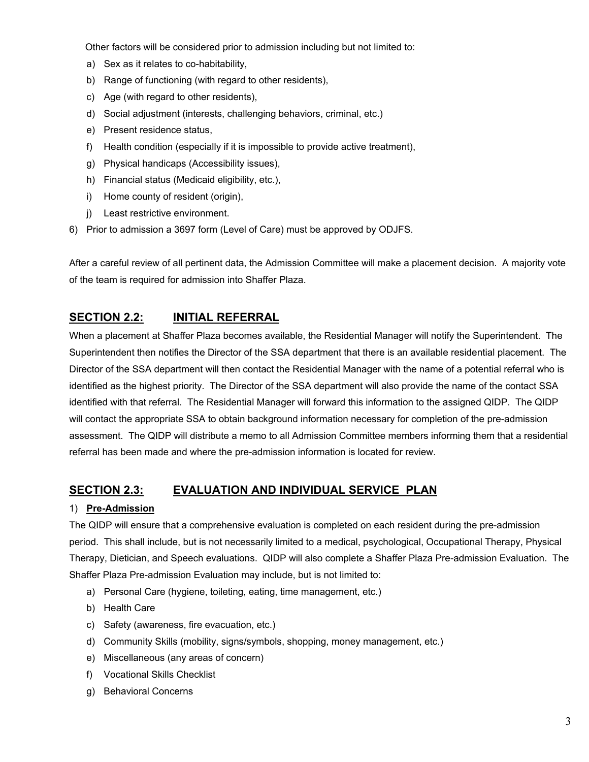Other factors will be considered prior to admission including but not limited to:

a) Sex as it relates to co-habitability,
b) Range of functioning (with regard to other residents),
c) Age (with regard to other residents),
d) Social adjustment (interests, challenging behaviors, criminal, etc.)
e) Present residence status,
f) Health condition (especially if it is impossible to provide active treatment),
g) Physical handicaps (Accessibility issues),
h) Financial status (Medicaid eligibility, etc.),
i) Home county of resident (origin),
j) Least restrictive environment.

6) Prior to admission a 3697 form (Level of Care) must be approved by ODJFS.

After a careful review of all pertinent data, the Admission Committee will make a placement decision. A majority vote of the team is required for admission into Shaffer Plaza.

## SECTION 2.2: INITIAL REFERRAL

When a placement at Shaffer Plaza becomes available, the Residential Manager will notify the Superintendent. The Superintendent then notifies the Director of the SSA department that there is an available residential placement. The Director of the SSA department will then contact the Residential Manager with the name of a potential referral who is identified as the highest priority. The Director of the SSA department will also provide the name of the contact SSA identified with that referral. The Residential Manager will forward this information to the assigned QIDP. The QIDP will contact the appropriate SSA to obtain background information necessary for completion of the pre-admission assessment. The QIDP will distribute a memo to all Admission Committee members informing them that a residential referral has been made and where the pre-admission information is located for review.

## SECTION 2.3: EVALUATION AND INDIVIDUAL SERVICE PLAN

1) **Pre-Admission**

The QIDP will ensure that a comprehensive evaluation is completed on each resident during the pre-admission period. This shall include, but is not necessarily limited to a medical, psychological, Occupational Therapy, Physical Therapy, Dietician, and Speech evaluations. QIDP will also complete a Shaffer Plaza Pre-admission Evaluation. The Shaffer Plaza Pre-admission Evaluation may include, but is not limited to:

a) Personal Care (hygiene, toileting, eating, time management, etc.)
b) Health Care
c) Safety (awareness, fire evacuation, etc.)
d) Community Skills (mobility, signs/symbols, shopping, money management, etc.)
e) Miscellaneous (any areas of concern)
f) Vocational Skills Checklist
g) Behavioral Concerns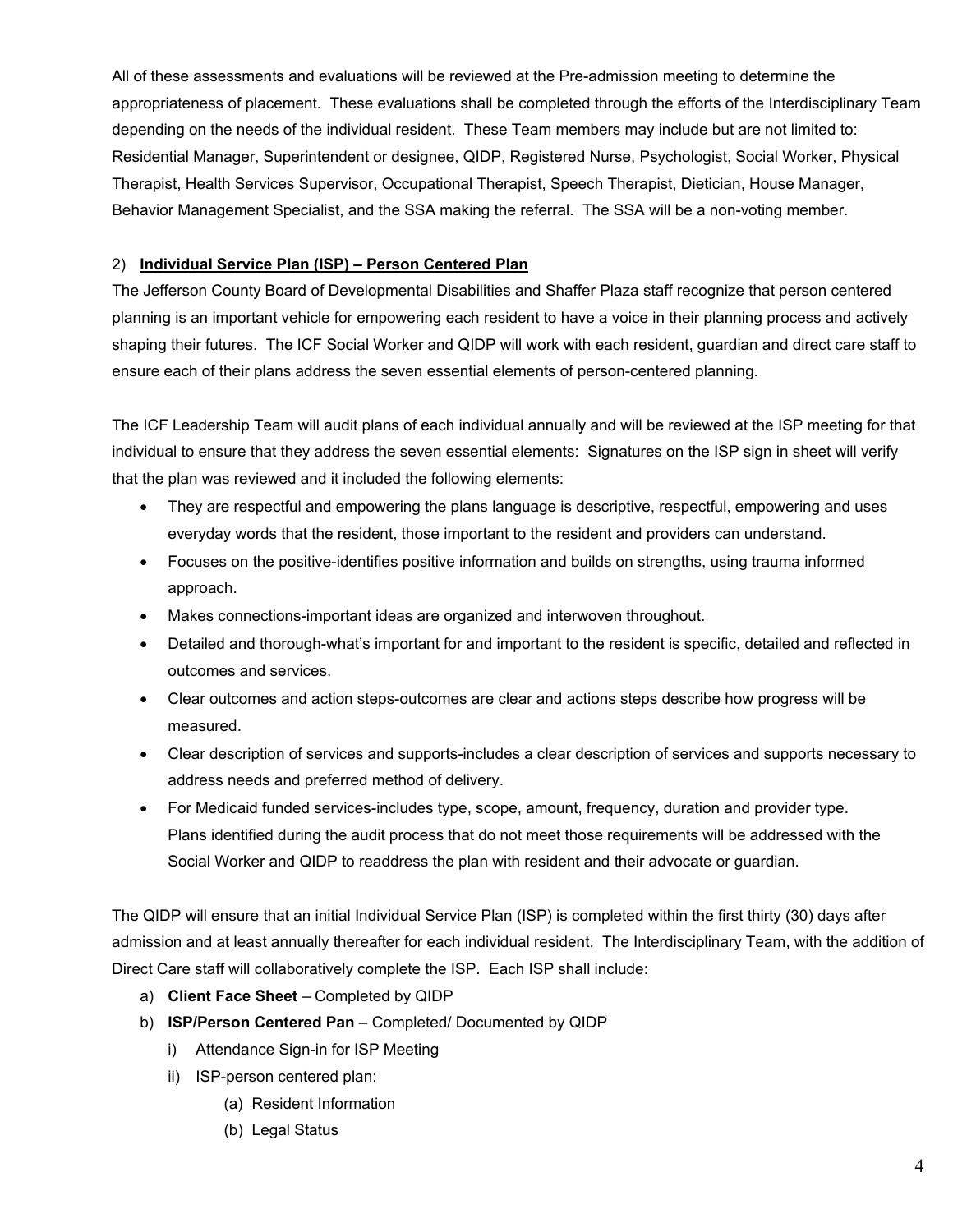All of these assessments and evaluations will be reviewed at the Pre-admission meeting to determine the appropriateness of placement. These evaluations shall be completed through the efforts of the Interdisciplinary Team depending on the needs of the individual resident. These Team members may include but are not limited to: Residential Manager, Superintendent or designee, QIDP, Registered Nurse, Psychologist, Social Worker, Physical Therapist, Health Services Supervisor, Occupational Therapist, Speech Therapist, Dietician, House Manager, Behavior Management Specialist, and the SSA making the referral. The SSA will be a non-voting member.

2) **<u>Individual Service Plan (ISP) – Person Centered Plan</u>**

The Jefferson County Board of Developmental Disabilities and Shaffer Plaza staff recognize that person centered planning is an important vehicle for empowering each resident to have a voice in their planning process and actively shaping their futures. The ICF Social Worker and QIDP will work with each resident, guardian and direct care staff to ensure each of their plans address the seven essential elements of person-centered planning.

The ICF Leadership Team will audit plans of each individual annually and will be reviewed at the ISP meeting for that individual to ensure that they address the seven essential elements: Signatures on the ISP sign in sheet will verify that the plan was reviewed and it included the following elements:

- They are respectful and empowering the plans language is descriptive, respectful, empowering and uses everyday words that the resident, those important to the resident and providers can understand.
- Focuses on the positive-identifies positive information and builds on strengths, using trauma informed approach.
- Makes connections-important ideas are organized and interwoven throughout.
- Detailed and thorough-what's important for and important to the resident is specific, detailed and reflected in outcomes and services.
- Clear outcomes and action steps-outcomes are clear and actions steps describe how progress will be measured.
- Clear description of services and supports-includes a clear description of services and supports necessary to address needs and preferred method of delivery.
- For Medicaid funded services-includes type, scope, amount, frequency, duration and provider type.
  Plans identified during the audit process that do not meet those requirements will be addressed with the Social Worker and QIDP to readdress the plan with resident and their advocate or guardian.

The QIDP will ensure that an initial Individual Service Plan (ISP) is completed within the first thirty (30) days after admission and at least annually thereafter for each individual resident. The Interdisciplinary Team, with the addition of Direct Care staff will collaboratively complete the ISP. Each ISP shall include:

a) **Client Face Sheet** – Completed by QIDP
b) **ISP/Person Centered Pan** – Completed/ Documented by QIDP
   i) Attendance Sign-in for ISP Meeting
   ii) ISP-person centered plan:
      (a) Resident Information
      (b) Legal Status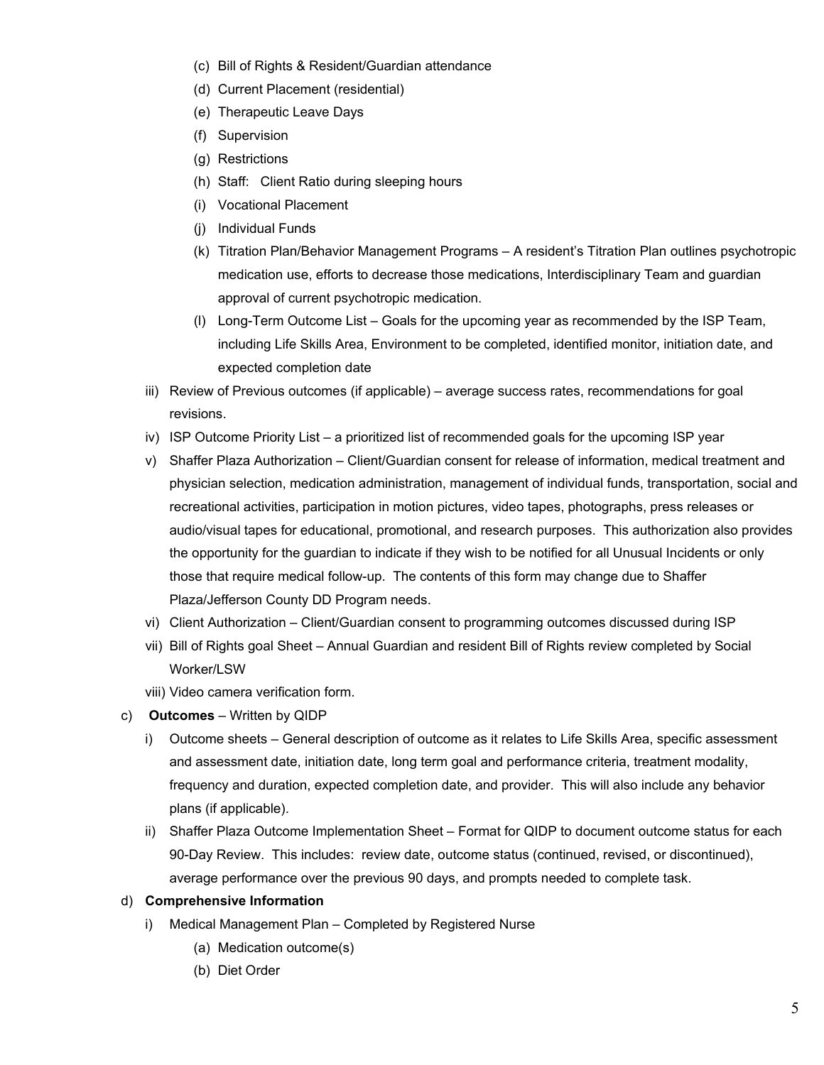(c) Bill of Rights & Resident/Guardian attendance
(d) Current Placement (residential)
(e) Therapeutic Leave Days
(f) Supervision
(g) Restrictions
(h) Staff: Client Ratio during sleeping hours
(i) Vocational Placement
(j) Individual Funds
(k) Titration Plan/Behavior Management Programs – A resident's Titration Plan outlines psychotropic medication use, efforts to decrease those medications, Interdisciplinary Team and guardian approval of current psychotropic medication.
(l) Long-Term Outcome List – Goals for the upcoming year as recommended by the ISP Team, including Life Skills Area, Environment to be completed, identified monitor, initiation date, and expected completion date

iii) Review of Previous outcomes (if applicable) – average success rates, recommendations for goal revisions.

iv) ISP Outcome Priority List – a prioritized list of recommended goals for the upcoming ISP year

v) Shaffer Plaza Authorization – Client/Guardian consent for release of information, medical treatment and physician selection, medication administration, management of individual funds, transportation, social and recreational activities, participation in motion pictures, video tapes, photographs, press releases or audio/visual tapes for educational, promotional, and research purposes. This authorization also provides the opportunity for the guardian to indicate if they wish to be notified for all Unusual Incidents or only those that require medical follow-up. The contents of this form may change due to Shaffer Plaza/Jefferson County DD Program needs.

vi) Client Authorization – Client/Guardian consent to programming outcomes discussed during ISP

vii) Bill of Rights goal Sheet – Annual Guardian and resident Bill of Rights review completed by Social Worker/LSW

viii) Video camera verification form.

c) **Outcomes** – Written by QIDP

i) Outcome sheets – General description of outcome as it relates to Life Skills Area, specific assessment and assessment date, initiation date, long term goal and performance criteria, treatment modality, frequency and duration, expected completion date, and provider. This will also include any behavior plans (if applicable).

ii) Shaffer Plaza Outcome Implementation Sheet – Format for QIDP to document outcome status for each 90-Day Review. This includes: review date, outcome status (continued, revised, or discontinued), average performance over the previous 90 days, and prompts needed to complete task.

d) **Comprehensive Information**

i) Medical Management Plan – Completed by Registered Nurse

(a) Medication outcome(s)
(b) Diet Order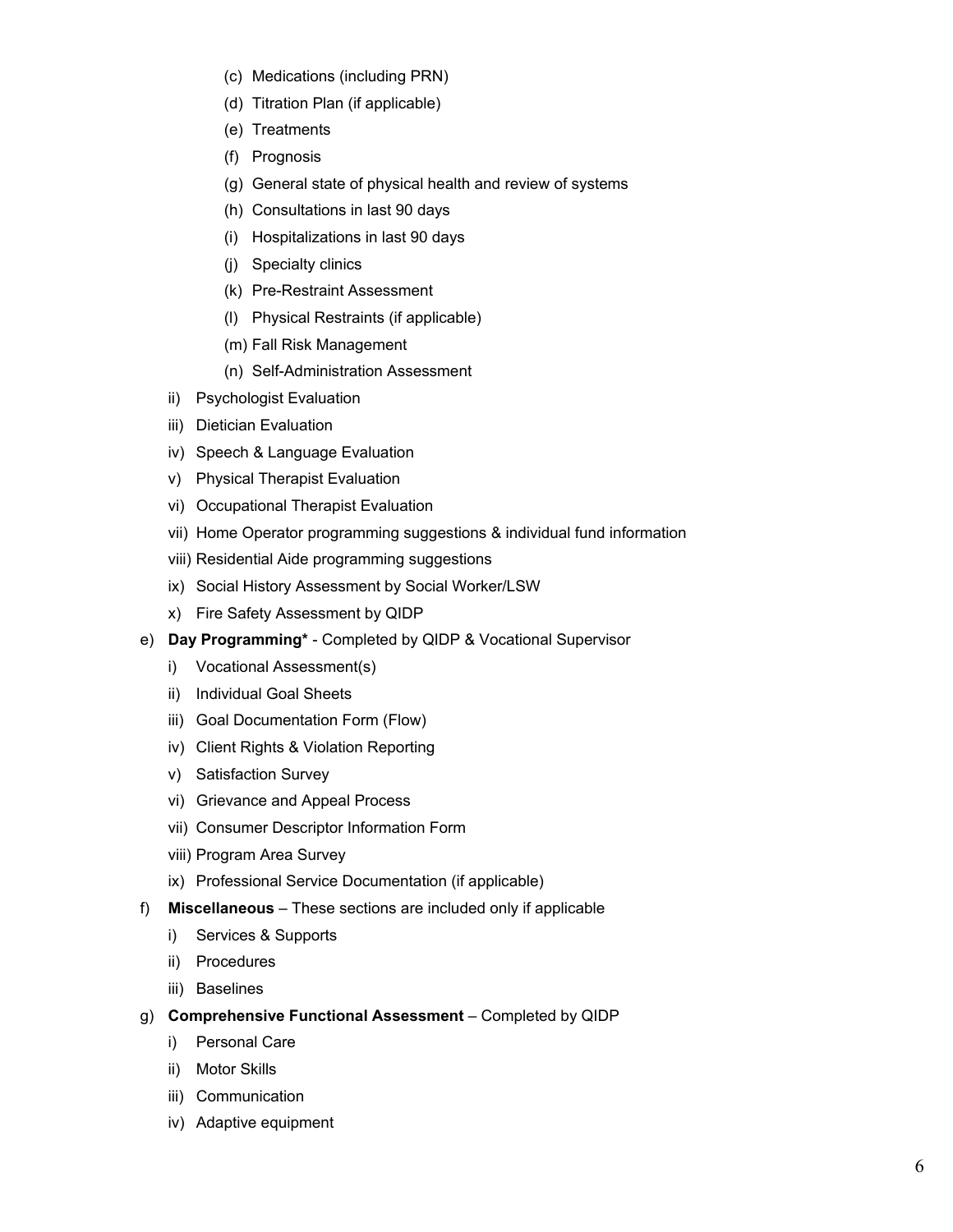- (c) Medications (including PRN)
- (d) Titration Plan (if applicable)
- (e) Treatments
- (f) Prognosis
- (g) General state of physical health and review of systems
- (h) Consultations in last 90 days
- (i) Hospitalizations in last 90 days
- (j) Specialty clinics
- (k) Pre-Restraint Assessment
- (l) Physical Restraints (if applicable)
- (m) Fall Risk Management
- (n) Self-Administration Assessment

ii) Psychologist Evaluation

iii) Dietician Evaluation

iv) Speech & Language Evaluation

v) Physical Therapist Evaluation

vi) Occupational Therapist Evaluation

vii) Home Operator programming suggestions & individual fund information

viii) Residential Aide programming suggestions

ix) Social History Assessment by Social Worker/LSW

x) Fire Safety Assessment by QIDP

e) **Day Programming*** - Completed by QIDP & Vocational Supervisor

i) Vocational Assessment(s)

ii) Individual Goal Sheets

iii) Goal Documentation Form (Flow)

iv) Client Rights & Violation Reporting

v) Satisfaction Survey

vi) Grievance and Appeal Process

vii) Consumer Descriptor Information Form

viii) Program Area Survey

ix) Professional Service Documentation (if applicable)

f) **Miscellaneous** – These sections are included only if applicable

i) Services & Supports

ii) Procedures

iii) Baselines

g) **Comprehensive Functional Assessment** – Completed by QIDP

i) Personal Care

ii) Motor Skills

iii) Communication

iv) Adaptive equipment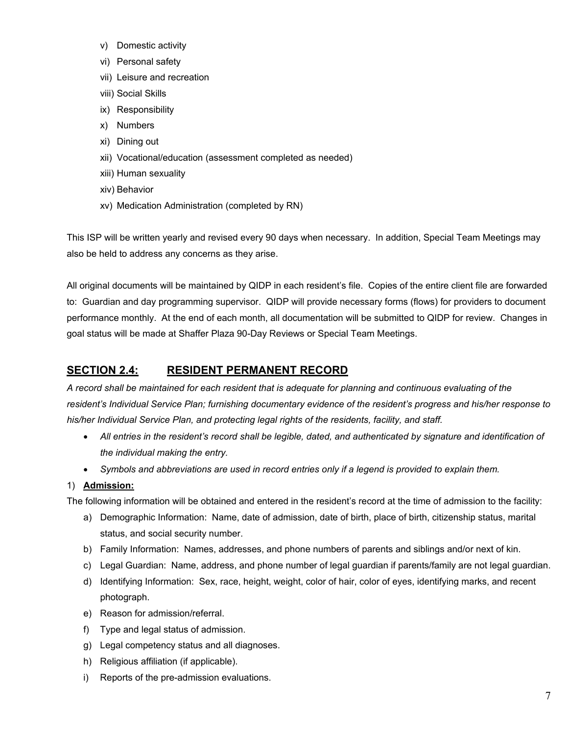v) Domestic activity
vi) Personal safety
vii) Leisure and recreation
viii) Social Skills
ix) Responsibility
x) Numbers
xi) Dining out
xii) Vocational/education (assessment completed as needed)
xiii) Human sexuality
xiv) Behavior
xv) Medication Administration (completed by RN)

This ISP will be written yearly and revised every 90 days when necessary. In addition, Special Team Meetings may also be held to address any concerns as they arise.

All original documents will be maintained by QIDP in each resident's file. Copies of the entire client file are forwarded to: Guardian and day programming supervisor. QIDP will provide necessary forms (flows) for providers to document performance monthly. At the end of each month, all documentation will be submitted to QIDP for review. Changes in goal status will be made at Shaffer Plaza 90-Day Reviews or Special Team Meetings.

## <u>SECTION 2.4:</u> <u>RESIDENT PERMANENT RECORD</u>

*A record shall be maintained for each resident that is adequate for planning and continuous evaluating of the resident's Individual Service Plan; furnishing documentary evidence of the resident's progress and his/her response to his/her Individual Service Plan, and protecting legal rights of the residents, facility, and staff.*

- *All entries in the resident's record shall be legible, dated, and authenticated by signature and identification of the individual making the entry.*
- *Symbols and abbreviations are used in record entries only if a legend is provided to explain them.*

1) **<u>Admission:</u>**

The following information will be obtained and entered in the resident's record at the time of admission to the facility:

a) Demographic Information: Name, date of admission, date of birth, place of birth, citizenship status, marital status, and social security number.
b) Family Information: Names, addresses, and phone numbers of parents and siblings and/or next of kin.
c) Legal Guardian: Name, address, and phone number of legal guardian if parents/family are not legal guardian.
d) Identifying Information: Sex, race, height, weight, color of hair, color of eyes, identifying marks, and recent photograph.
e) Reason for admission/referral.
f) Type and legal status of admission.
g) Legal competency status and all diagnoses.
h) Religious affiliation (if applicable).
i) Reports of the pre-admission evaluations.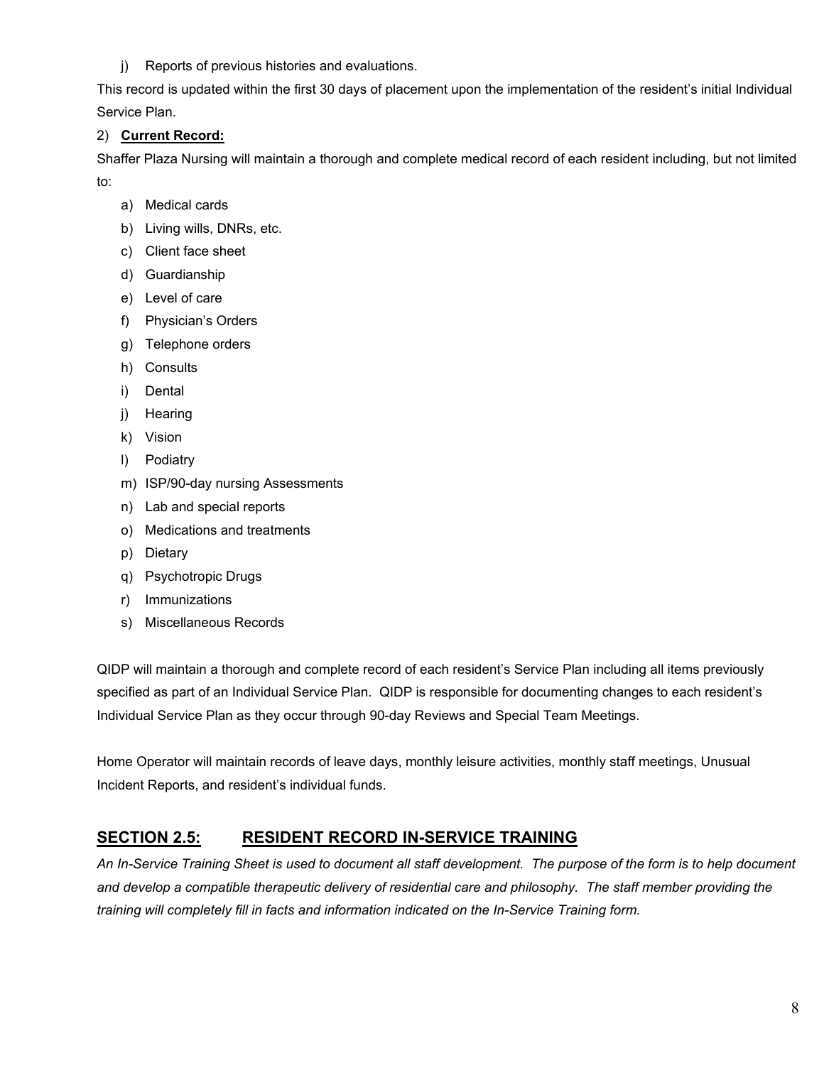j) Reports of previous histories and evaluations.

This record is updated within the first 30 days of placement upon the implementation of the resident's initial Individual Service Plan.

2) **Current Record:**

Shaffer Plaza Nursing will maintain a thorough and complete medical record of each resident including, but not limited to:

a) Medical cards
b) Living wills, DNRs, etc.
c) Client face sheet
d) Guardianship
e) Level of care
f) Physician's Orders
g) Telephone orders
h) Consults
i) Dental
j) Hearing
k) Vision
l) Podiatry
m) ISP/90-day nursing Assessments
n) Lab and special reports
o) Medications and treatments
p) Dietary
q) Psychotropic Drugs
r) Immunizations
s) Miscellaneous Records

QIDP will maintain a thorough and complete record of each resident's Service Plan including all items previously specified as part of an Individual Service Plan. QIDP is responsible for documenting changes to each resident's Individual Service Plan as they occur through 90-day Reviews and Special Team Meetings.

Home Operator will maintain records of leave days, monthly leisure activities, monthly staff meetings, Unusual Incident Reports, and resident's individual funds.

## SECTION 2.5: RESIDENT RECORD IN-SERVICE TRAINING

*An In-Service Training Sheet is used to document all staff development. The purpose of the form is to help document and develop a compatible therapeutic delivery of residential care and philosophy. The staff member providing the training will completely fill in facts and information indicated on the In-Service Training form.*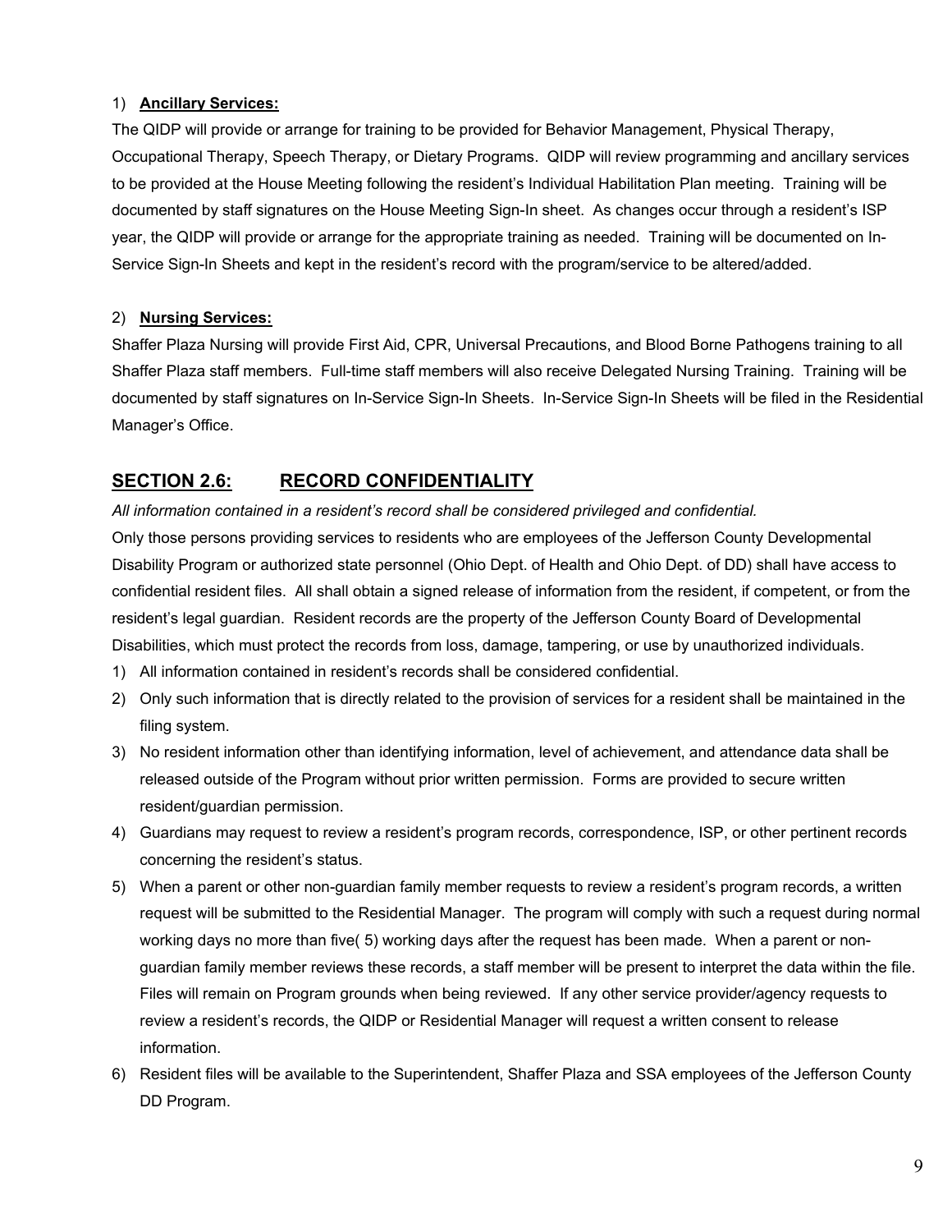1) **Ancillary Services:**

The QIDP will provide or arrange for training to be provided for Behavior Management, Physical Therapy, Occupational Therapy, Speech Therapy, or Dietary Programs. QIDP will review programming and ancillary services to be provided at the House Meeting following the resident's Individual Habilitation Plan meeting. Training will be documented by staff signatures on the House Meeting Sign-In sheet. As changes occur through a resident's ISP year, the QIDP will provide or arrange for the appropriate training as needed. Training will be documented on In-Service Sign-In Sheets and kept in the resident's record with the program/service to be altered/added.

2) **Nursing Services:**

Shaffer Plaza Nursing will provide First Aid, CPR, Universal Precautions, and Blood Borne Pathogens training to all Shaffer Plaza staff members. Full-time staff members will also receive Delegated Nursing Training. Training will be documented by staff signatures on In-Service Sign-In Sheets. In-Service Sign-In Sheets will be filed in the Residential Manager's Office.

## SECTION 2.6: RECORD CONFIDENTIALITY

*All information contained in a resident's record shall be considered privileged and confidential.*

Only those persons providing services to residents who are employees of the Jefferson County Developmental Disability Program or authorized state personnel (Ohio Dept. of Health and Ohio Dept. of DD) shall have access to confidential resident files. All shall obtain a signed release of information from the resident, if competent, or from the resident's legal guardian. Resident records are the property of the Jefferson County Board of Developmental Disabilities, which must protect the records from loss, damage, tampering, or use by unauthorized individuals.

1) All information contained in resident's records shall be considered confidential.
2) Only such information that is directly related to the provision of services for a resident shall be maintained in the filing system.
3) No resident information other than identifying information, level of achievement, and attendance data shall be released outside of the Program without prior written permission. Forms are provided to secure written resident/guardian permission.
4) Guardians may request to review a resident's program records, correspondence, ISP, or other pertinent records concerning the resident's status.
5) When a parent or other non-guardian family member requests to review a resident's program records, a written request will be submitted to the Residential Manager. The program will comply with such a request during normal working days no more than five( 5) working days after the request has been made. When a parent or non-guardian family member reviews these records, a staff member will be present to interpret the data within the file. Files will remain on Program grounds when being reviewed. If any other service provider/agency requests to review a resident's records, the QIDP or Residential Manager will request a written consent to release information.
6) Resident files will be available to the Superintendent, Shaffer Plaza and SSA employees of the Jefferson County DD Program.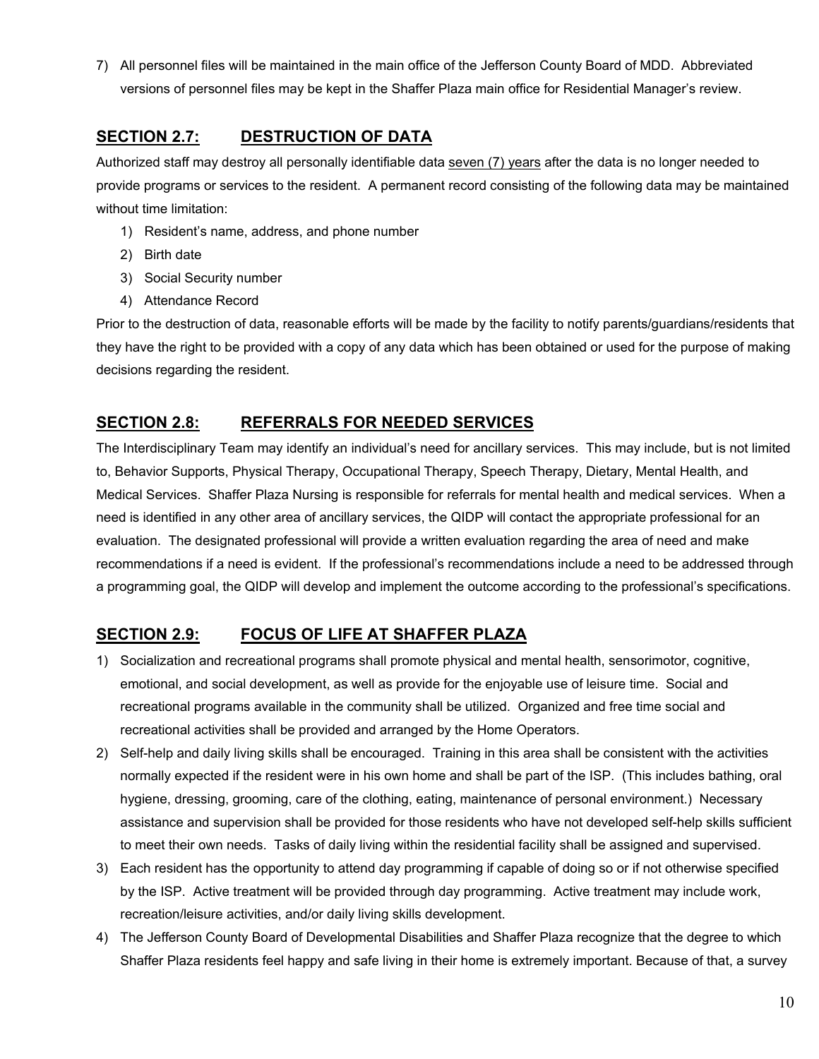7) All personnel files will be maintained in the main office of the Jefferson County Board of MDD. Abbreviated versions of personnel files may be kept in the Shaffer Plaza main office for Residential Manager's review.

## SECTION 2.7: DESTRUCTION OF DATA

Authorized staff may destroy all personally identifiable data <u>seven (7) years</u> after the data is no longer needed to provide programs or services to the resident. A permanent record consisting of the following data may be maintained without time limitation:

1) Resident's name, address, and phone number
2) Birth date
3) Social Security number
4) Attendance Record

Prior to the destruction of data, reasonable efforts will be made by the facility to notify parents/guardians/residents that they have the right to be provided with a copy of any data which has been obtained or used for the purpose of making decisions regarding the resident.

## SECTION 2.8: REFERRALS FOR NEEDED SERVICES

The Interdisciplinary Team may identify an individual's need for ancillary services. This may include, but is not limited to, Behavior Supports, Physical Therapy, Occupational Therapy, Speech Therapy, Dietary, Mental Health, and Medical Services. Shaffer Plaza Nursing is responsible for referrals for mental health and medical services. When a need is identified in any other area of ancillary services, the QIDP will contact the appropriate professional for an evaluation. The designated professional will provide a written evaluation regarding the area of need and make recommendations if a need is evident. If the professional's recommendations include a need to be addressed through a programming goal, the QIDP will develop and implement the outcome according to the professional's specifications.

## SECTION 2.9: FOCUS OF LIFE AT SHAFFER PLAZA

1) Socialization and recreational programs shall promote physical and mental health, sensorimotor, cognitive, emotional, and social development, as well as provide for the enjoyable use of leisure time. Social and recreational programs available in the community shall be utilized. Organized and free time social and recreational activities shall be provided and arranged by the Home Operators.
2) Self-help and daily living skills shall be encouraged. Training in this area shall be consistent with the activities normally expected if the resident were in his own home and shall be part of the ISP. (This includes bathing, oral hygiene, dressing, grooming, care of the clothing, eating, maintenance of personal environment.) Necessary assistance and supervision shall be provided for those residents who have not developed self-help skills sufficient to meet their own needs. Tasks of daily living within the residential facility shall be assigned and supervised.
3) Each resident has the opportunity to attend day programming if capable of doing so or if not otherwise specified by the ISP. Active treatment will be provided through day programming. Active treatment may include work, recreation/leisure activities, and/or daily living skills development.
4) The Jefferson County Board of Developmental Disabilities and Shaffer Plaza recognize that the degree to which Shaffer Plaza residents feel happy and safe living in their home is extremely important. Because of that, a survey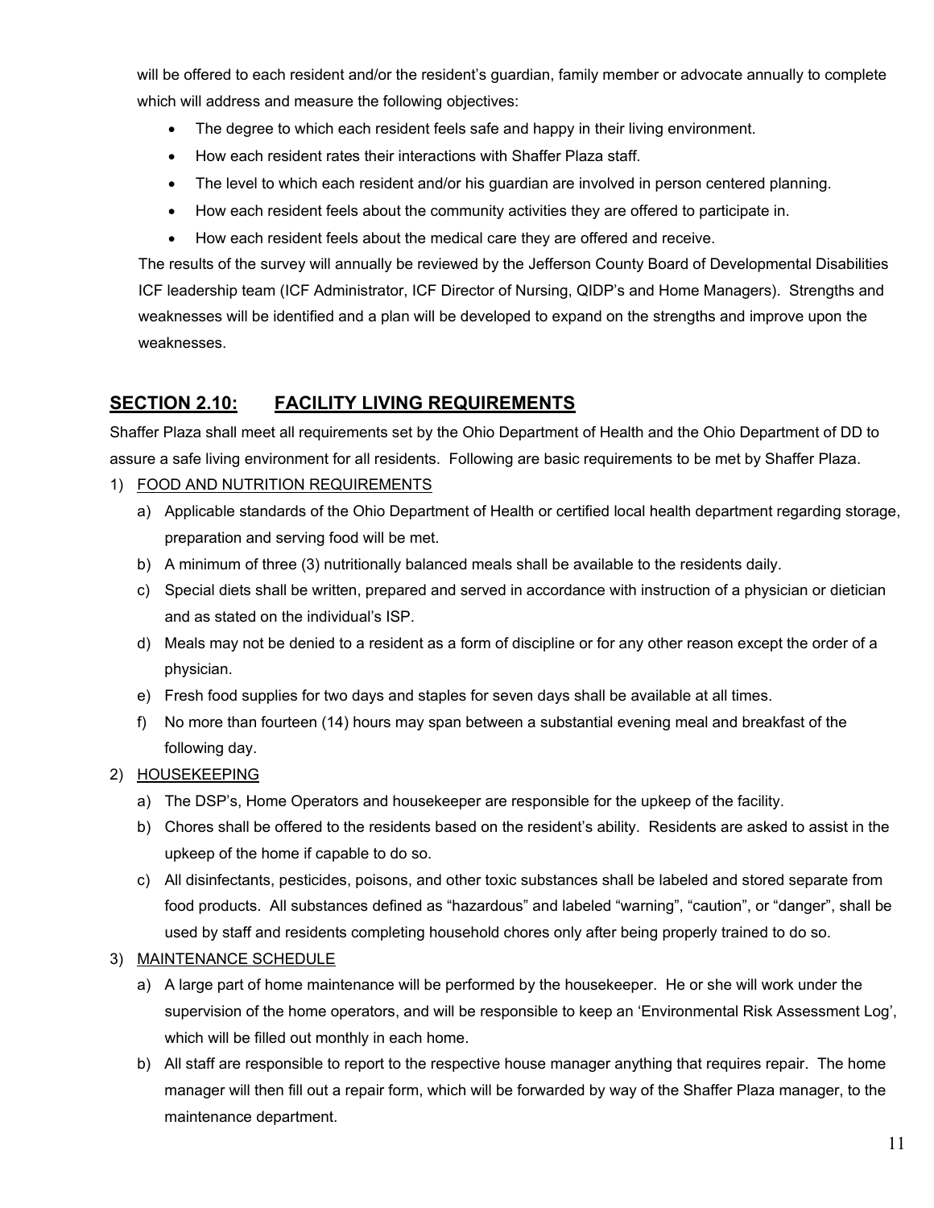will be offered to each resident and/or the resident's guardian, family member or advocate annually to complete which will address and measure the following objectives:

- The degree to which each resident feels safe and happy in their living environment.
- How each resident rates their interactions with Shaffer Plaza staff.
- The level to which each resident and/or his guardian are involved in person centered planning.
- How each resident feels about the community activities they are offered to participate in.
- How each resident feels about the medical care they are offered and receive.

The results of the survey will annually be reviewed by the Jefferson County Board of Developmental Disabilities ICF leadership team (ICF Administrator, ICF Director of Nursing, QIDP's and Home Managers). Strengths and weaknesses will be identified and a plan will be developed to expand on the strengths and improve upon the weaknesses.

## SECTION 2.10: FACILITY LIVING REQUIREMENTS

Shaffer Plaza shall meet all requirements set by the Ohio Department of Health and the Ohio Department of DD to assure a safe living environment for all residents. Following are basic requirements to be met by Shaffer Plaza.

1) FOOD AND NUTRITION REQUIREMENTS
   a) Applicable standards of the Ohio Department of Health or certified local health department regarding storage, preparation and serving food will be met.
   b) A minimum of three (3) nutritionally balanced meals shall be available to the residents daily.
   c) Special diets shall be written, prepared and served in accordance with instruction of a physician or dietician and as stated on the individual's ISP.
   d) Meals may not be denied to a resident as a form of discipline or for any other reason except the order of a physician.
   e) Fresh food supplies for two days and staples for seven days shall be available at all times.
   f) No more than fourteen (14) hours may span between a substantial evening meal and breakfast of the following day.
2) HOUSEKEEPING
   a) The DSP's, Home Operators and housekeeper are responsible for the upkeep of the facility.
   b) Chores shall be offered to the residents based on the resident's ability. Residents are asked to assist in the upkeep of the home if capable to do so.
   c) All disinfectants, pesticides, poisons, and other toxic substances shall be labeled and stored separate from food products. All substances defined as "hazardous" and labeled "warning", "caution", or "danger", shall be used by staff and residents completing household chores only after being properly trained to do so.
3) MAINTENANCE SCHEDULE
   a) A large part of home maintenance will be performed by the housekeeper. He or she will work under the supervision of the home operators, and will be responsible to keep an 'Environmental Risk Assessment Log', which will be filled out monthly in each home.
   b) All staff are responsible to report to the respective house manager anything that requires repair. The home manager will then fill out a repair form, which will be forwarded by way of the Shaffer Plaza manager, to the maintenance department.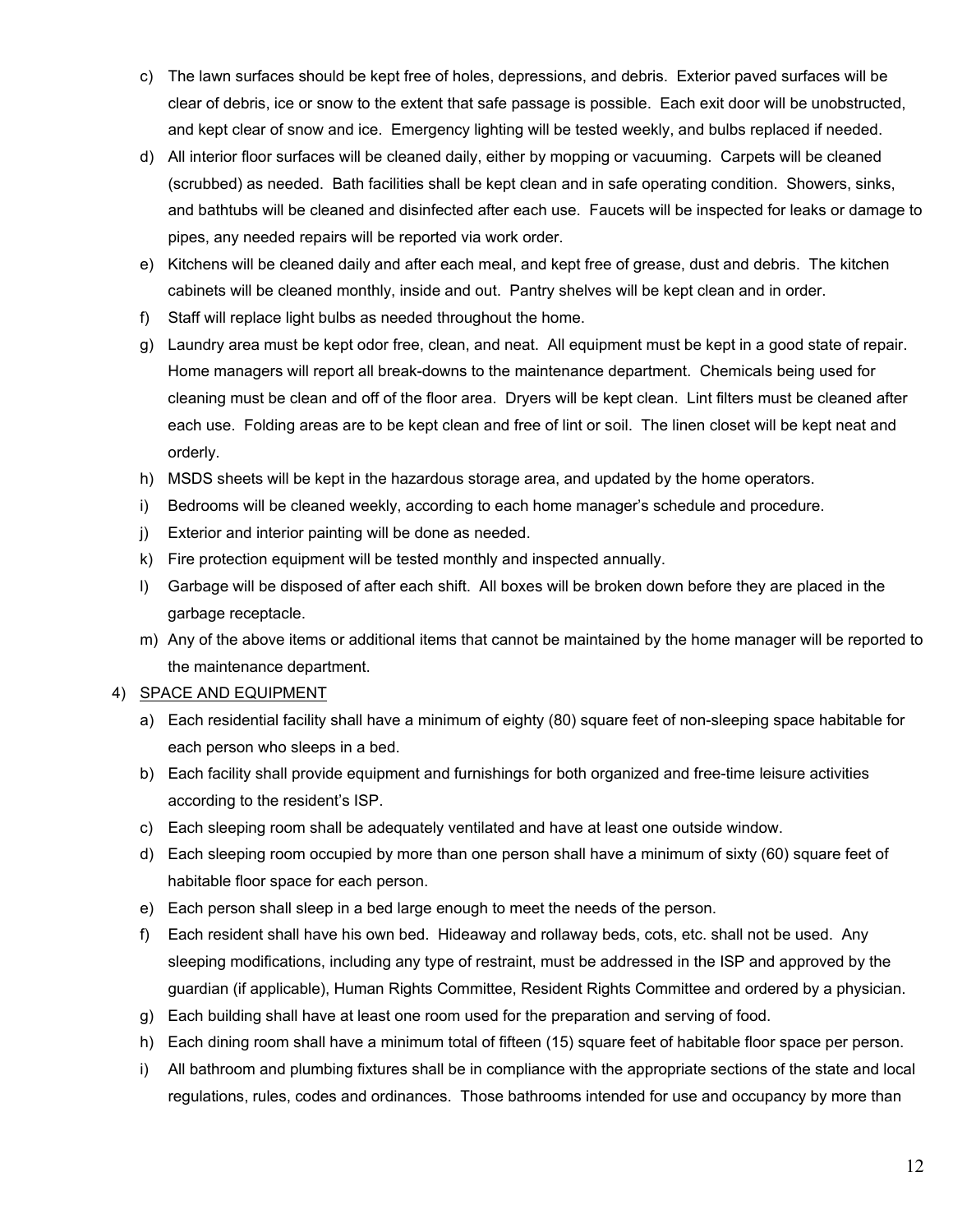c) The lawn surfaces should be kept free of holes, depressions, and debris. Exterior paved surfaces will be clear of debris, ice or snow to the extent that safe passage is possible. Each exit door will be unobstructed, and kept clear of snow and ice. Emergency lighting will be tested weekly, and bulbs replaced if needed.

d) All interior floor surfaces will be cleaned daily, either by mopping or vacuuming. Carpets will be cleaned (scrubbed) as needed. Bath facilities shall be kept clean and in safe operating condition. Showers, sinks, and bathtubs will be cleaned and disinfected after each use. Faucets will be inspected for leaks or damage to pipes, any needed repairs will be reported via work order.

e) Kitchens will be cleaned daily and after each meal, and kept free of grease, dust and debris. The kitchen cabinets will be cleaned monthly, inside and out. Pantry shelves will be kept clean and in order.

f) Staff will replace light bulbs as needed throughout the home.

g) Laundry area must be kept odor free, clean, and neat. All equipment must be kept in a good state of repair. Home managers will report all break-downs to the maintenance department. Chemicals being used for cleaning must be clean and off of the floor area. Dryers will be kept clean. Lint filters must be cleaned after each use. Folding areas are to be kept clean and free of lint or soil. The linen closet will be kept neat and orderly.

h) MSDS sheets will be kept in the hazardous storage area, and updated by the home operators.

i) Bedrooms will be cleaned weekly, according to each home manager's schedule and procedure.

j) Exterior and interior painting will be done as needed.

k) Fire protection equipment will be tested monthly and inspected annually.

l) Garbage will be disposed of after each shift. All boxes will be broken down before they are placed in the garbage receptacle.

m) Any of the above items or additional items that cannot be maintained by the home manager will be reported to the maintenance department.

4) <u>SPACE AND EQUIPMENT</u>

a) Each residential facility shall have a minimum of eighty (80) square feet of non-sleeping space habitable for each person who sleeps in a bed.

b) Each facility shall provide equipment and furnishings for both organized and free-time leisure activities according to the resident's ISP.

c) Each sleeping room shall be adequately ventilated and have at least one outside window.

d) Each sleeping room occupied by more than one person shall have a minimum of sixty (60) square feet of habitable floor space for each person.

e) Each person shall sleep in a bed large enough to meet the needs of the person.

f) Each resident shall have his own bed. Hideaway and rollaway beds, cots, etc. shall not be used. Any sleeping modifications, including any type of restraint, must be addressed in the ISP and approved by the guardian (if applicable), Human Rights Committee, Resident Rights Committee and ordered by a physician.

g) Each building shall have at least one room used for the preparation and serving of food.

h) Each dining room shall have a minimum total of fifteen (15) square feet of habitable floor space per person.

i) All bathroom and plumbing fixtures shall be in compliance with the appropriate sections of the state and local regulations, rules, codes and ordinances. Those bathrooms intended for use and occupancy by more than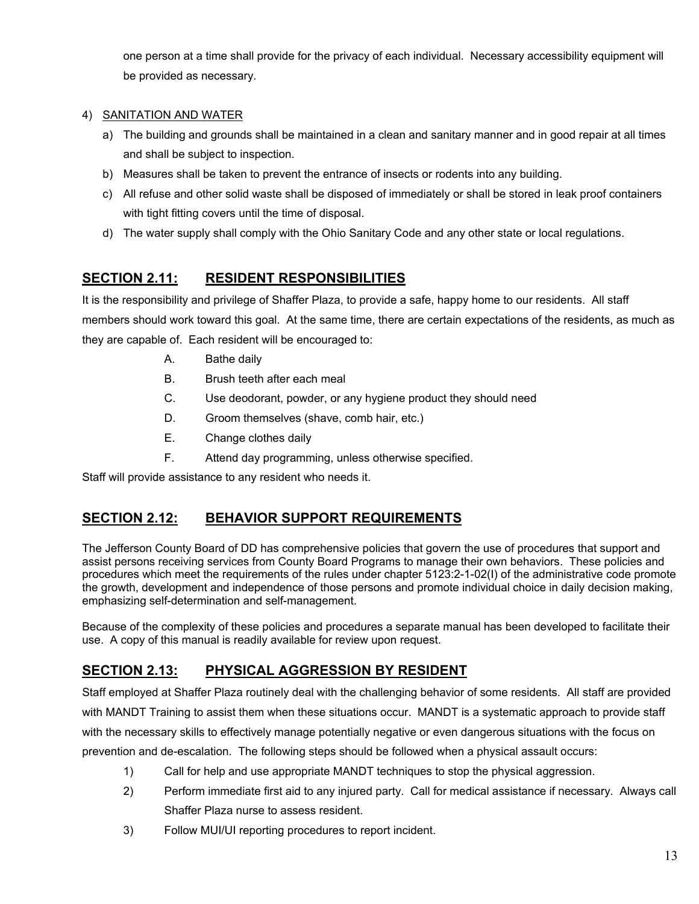one person at a time shall provide for the privacy of each individual. Necessary accessibility equipment will be provided as necessary.

4) <u>SANITATION AND WATER</u>

   a) The building and grounds shall be maintained in a clean and sanitary manner and in good repair at all times and shall be subject to inspection.
   b) Measures shall be taken to prevent the entrance of insects or rodents into any building.
   c) All refuse and other solid waste shall be disposed of immediately or shall be stored in leak proof containers with tight fitting covers until the time of disposal.
   d) The water supply shall comply with the Ohio Sanitary Code and any other state or local regulations.

## SECTION 2.11: RESIDENT RESPONSIBILITIES

It is the responsibility and privilege of Shaffer Plaza, to provide a safe, happy home to our residents. All staff members should work toward this goal. At the same time, there are certain expectations of the residents, as much as they are capable of. Each resident will be encouraged to:

A. Bathe daily
B. Brush teeth after each meal
C. Use deodorant, powder, or any hygiene product they should need
D. Groom themselves (shave, comb hair, etc.)
E. Change clothes daily
F. Attend day programming, unless otherwise specified.

Staff will provide assistance to any resident who needs it.

## SECTION 2.12: BEHAVIOR SUPPORT REQUIREMENTS

The Jefferson County Board of DD has comprehensive policies that govern the use of procedures that support and assist persons receiving services from County Board Programs to manage their own behaviors. These policies and procedures which meet the requirements of the rules under chapter 5123:2-1-02(I) of the administrative code promote the growth, development and independence of those persons and promote individual choice in daily decision making, emphasizing self-determination and self-management.

Because of the complexity of these policies and procedures a separate manual has been developed to facilitate their use. A copy of this manual is readily available for review upon request.

## SECTION 2.13: PHYSICAL AGGRESSION BY RESIDENT

Staff employed at Shaffer Plaza routinely deal with the challenging behavior of some residents. All staff are provided with MANDT Training to assist them when these situations occur. MANDT is a systematic approach to provide staff with the necessary skills to effectively manage potentially negative or even dangerous situations with the focus on prevention and de-escalation. The following steps should be followed when a physical assault occurs:

1) Call for help and use appropriate MANDT techniques to stop the physical aggression.
2) Perform immediate first aid to any injured party. Call for medical assistance if necessary. Always call Shaffer Plaza nurse to assess resident.
3) Follow MUI/UI reporting procedures to report incident.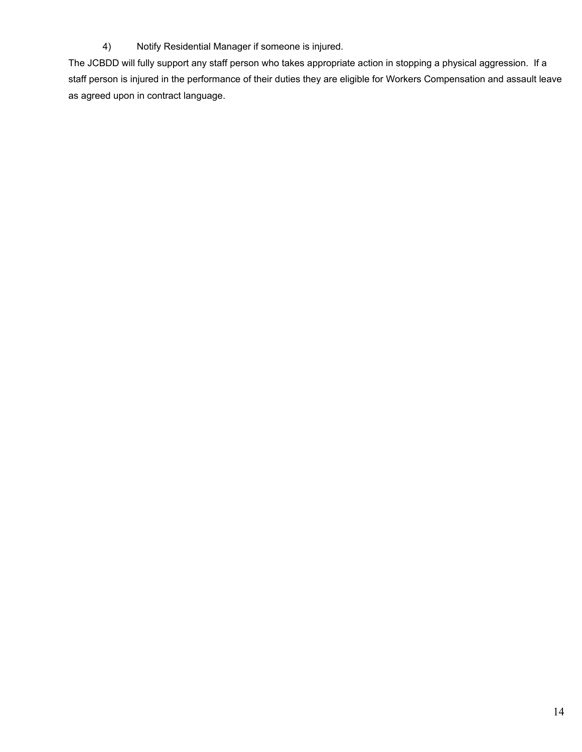4) Notify Residential Manager if someone is injured.

The JCBDD will fully support any staff person who takes appropriate action in stopping a physical aggression. If a staff person is injured in the performance of their duties they are eligible for Workers Compensation and assault leave as agreed upon in contract language.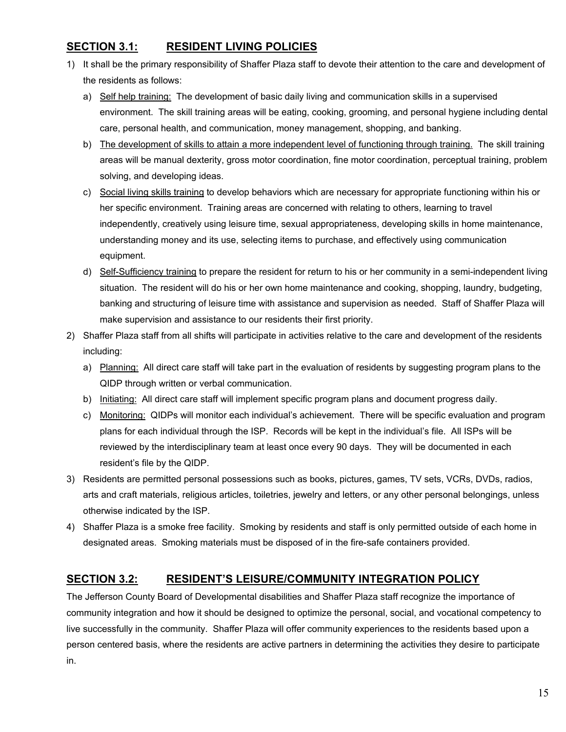## SECTION 3.1: RESIDENT LIVING POLICIES

1) It shall be the primary responsibility of Shaffer Plaza staff to devote their attention to the care and development of the residents as follows:
   a) Self help training: The development of basic daily living and communication skills in a supervised environment. The skill training areas will be eating, cooking, grooming, and personal hygiene including dental care, personal health, and communication, money management, shopping, and banking.
   b) The development of skills to attain a more independent level of functioning through training. The skill training areas will be manual dexterity, gross motor coordination, fine motor coordination, perceptual training, problem solving, and developing ideas.
   c) Social living skills training to develop behaviors which are necessary for appropriate functioning within his or her specific environment. Training areas are concerned with relating to others, learning to travel independently, creatively using leisure time, sexual appropriateness, developing skills in home maintenance, understanding money and its use, selecting items to purchase, and effectively using communication equipment.
   d) Self-Sufficiency training to prepare the resident for return to his or her community in a semi-independent living situation. The resident will do his or her own home maintenance and cooking, shopping, laundry, budgeting, banking and structuring of leisure time with assistance and supervision as needed. Staff of Shaffer Plaza will make supervision and assistance to our residents their first priority.
2) Shaffer Plaza staff from all shifts will participate in activities relative to the care and development of the residents including:
   a) Planning: All direct care staff will take part in the evaluation of residents by suggesting program plans to the QIDP through written or verbal communication.
   b) Initiating: All direct care staff will implement specific program plans and document progress daily.
   c) Monitoring: QIDPs will monitor each individual's achievement. There will be specific evaluation and program plans for each individual through the ISP. Records will be kept in the individual's file. All ISPs will be reviewed by the interdisciplinary team at least once every 90 days. They will be documented in each resident's file by the QIDP.
3) Residents are permitted personal possessions such as books, pictures, games, TV sets, VCRs, DVDs, radios, arts and craft materials, religious articles, toiletries, jewelry and letters, or any other personal belongings, unless otherwise indicated by the ISP.
4) Shaffer Plaza is a smoke free facility. Smoking by residents and staff is only permitted outside of each home in designated areas. Smoking materials must be disposed of in the fire-safe containers provided.

## SECTION 3.2: RESIDENT'S LEISURE/COMMUNITY INTEGRATION POLICY

The Jefferson County Board of Developmental disabilities and Shaffer Plaza staff recognize the importance of community integration and how it should be designed to optimize the personal, social, and vocational competency to live successfully in the community. Shaffer Plaza will offer community experiences to the residents based upon a person centered basis, where the residents are active partners in determining the activities they desire to participate in.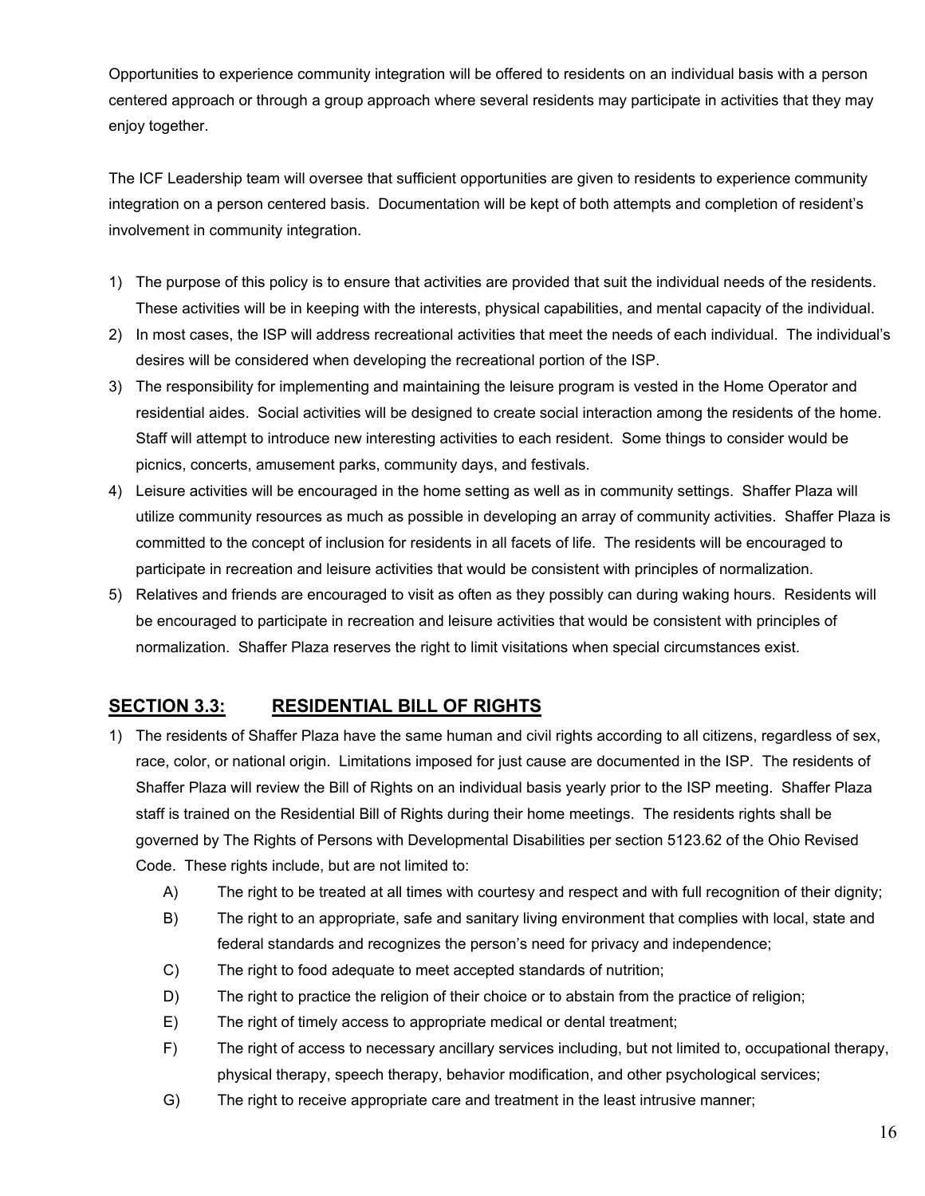Opportunities to experience community integration will be offered to residents on an individual basis with a person centered approach or through a group approach where several residents may participate in activities that they may enjoy together.

The ICF Leadership team will oversee that sufficient opportunities are given to residents to experience community integration on a person centered basis. Documentation will be kept of both attempts and completion of resident's involvement in community integration.

1) The purpose of this policy is to ensure that activities are provided that suit the individual needs of the residents. These activities will be in keeping with the interests, physical capabilities, and mental capacity of the individual.
2) In most cases, the ISP will address recreational activities that meet the needs of each individual. The individual's desires will be considered when developing the recreational portion of the ISP.
3) The responsibility for implementing and maintaining the leisure program is vested in the Home Operator and residential aides. Social activities will be designed to create social interaction among the residents of the home. Staff will attempt to introduce new interesting activities to each resident. Some things to consider would be picnics, concerts, amusement parks, community days, and festivals.
4) Leisure activities will be encouraged in the home setting as well as in community settings. Shaffer Plaza will utilize community resources as much as possible in developing an array of community activities. Shaffer Plaza is committed to the concept of inclusion for residents in all facets of life. The residents will be encouraged to participate in recreation and leisure activities that would be consistent with principles of normalization.
5) Relatives and friends are encouraged to visit as often as they possibly can during waking hours. Residents will be encouraged to participate in recreation and leisure activities that would be consistent with principles of normalization. Shaffer Plaza reserves the right to limit visitations when special circumstances exist.

## SECTION 3.3: RESIDENTIAL BILL OF RIGHTS

1) The residents of Shaffer Plaza have the same human and civil rights according to all citizens, regardless of sex, race, color, or national origin. Limitations imposed for just cause are documented in the ISP. The residents of Shaffer Plaza will review the Bill of Rights on an individual basis yearly prior to the ISP meeting. Shaffer Plaza staff is trained on the Residential Bill of Rights during their home meetings. The residents rights shall be governed by The Rights of Persons with Developmental Disabilities per section 5123.62 of the Ohio Revised Code. These rights include, but are not limited to:
   - A) The right to be treated at all times with courtesy and respect and with full recognition of their dignity;
   - B) The right to an appropriate, safe and sanitary living environment that complies with local, state and federal standards and recognizes the person's need for privacy and independence;
   - C) The right to food adequate to meet accepted standards of nutrition;
   - D) The right to practice the religion of their choice or to abstain from the practice of religion;
   - E) The right of timely access to appropriate medical or dental treatment;
   - F) The right of access to necessary ancillary services including, but not limited to, occupational therapy, physical therapy, speech therapy, behavior modification, and other psychological services;
   - G) The right to receive appropriate care and treatment in the least intrusive manner;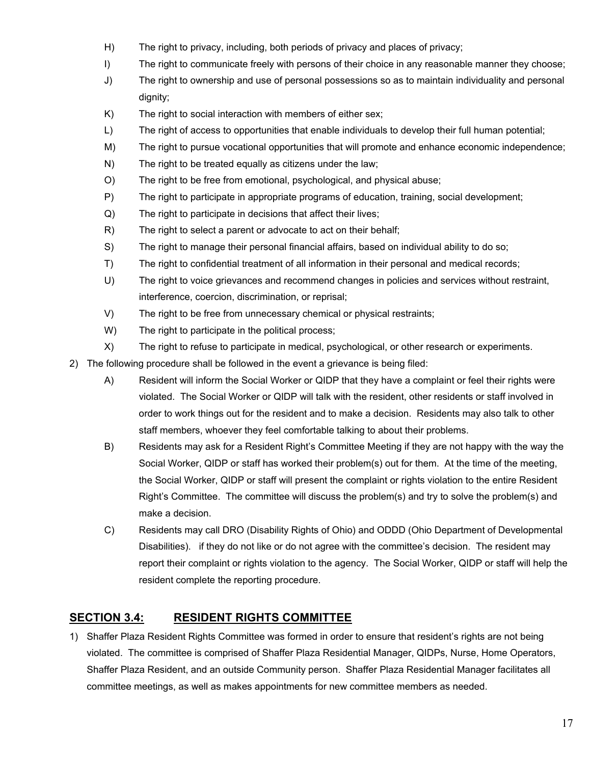H) The right to privacy, including, both periods of privacy and places of privacy;

I) The right to communicate freely with persons of their choice in any reasonable manner they choose;

J) The right to ownership and use of personal possessions so as to maintain individuality and personal dignity;

K) The right to social interaction with members of either sex;

L) The right of access to opportunities that enable individuals to develop their full human potential;

M) The right to pursue vocational opportunities that will promote and enhance economic independence;

N) The right to be treated equally as citizens under the law;

O) The right to be free from emotional, psychological, and physical abuse;

P) The right to participate in appropriate programs of education, training, social development;

Q) The right to participate in decisions that affect their lives;

R) The right to select a parent or advocate to act on their behalf;

S) The right to manage their personal financial affairs, based on individual ability to do so;

T) The right to confidential treatment of all information in their personal and medical records;

U) The right to voice grievances and recommend changes in policies and services without restraint, interference, coercion, discrimination, or reprisal;

V) The right to be free from unnecessary chemical or physical restraints;

W) The right to participate in the political process;

X) The right to refuse to participate in medical, psychological, or other research or experiments.

2) The following procedure shall be followed in the event a grievance is being filed:

   A) Resident will inform the Social Worker or QIDP that they have a complaint or feel their rights were violated. The Social Worker or QIDP will talk with the resident, other residents or staff involved in order to work things out for the resident and to make a decision. Residents may also talk to other staff members, whoever they feel comfortable talking to about their problems.

   B) Residents may ask for a Resident Right's Committee Meeting if they are not happy with the way the Social Worker, QIDP or staff has worked their problem(s) out for them. At the time of the meeting, the Social Worker, QIDP or staff will present the complaint or rights violation to the entire Resident Right's Committee. The committee will discuss the problem(s) and try to solve the problem(s) and make a decision.

   C) Residents may call DRO (Disability Rights of Ohio) and ODDD (Ohio Department of Developmental Disabilities). if they do not like or do not agree with the committee's decision. The resident may report their complaint or rights violation to the agency. The Social Worker, QIDP or staff will help the resident complete the reporting procedure.

## SECTION 3.4: RESIDENT RIGHTS COMMITTEE

1) Shaffer Plaza Resident Rights Committee was formed in order to ensure that resident's rights are not being violated. The committee is comprised of Shaffer Plaza Residential Manager, QIDPs, Nurse, Home Operators, Shaffer Plaza Resident, and an outside Community person. Shaffer Plaza Residential Manager facilitates all committee meetings, as well as makes appointments for new committee members as needed.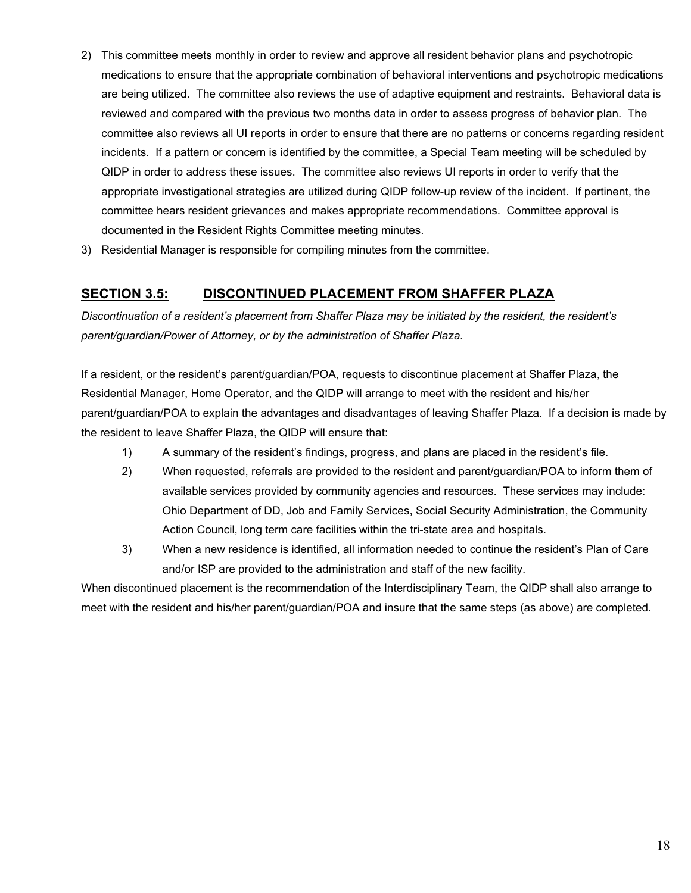2) This committee meets monthly in order to review and approve all resident behavior plans and psychotropic medications to ensure that the appropriate combination of behavioral interventions and psychotropic medications are being utilized. The committee also reviews the use of adaptive equipment and restraints. Behavioral data is reviewed and compared with the previous two months data in order to assess progress of behavior plan. The committee also reviews all UI reports in order to ensure that there are no patterns or concerns regarding resident incidents. If a pattern or concern is identified by the committee, a Special Team meeting will be scheduled by QIDP in order to address these issues. The committee also reviews UI reports in order to verify that the appropriate investigational strategies are utilized during QIDP follow-up review of the incident. If pertinent, the committee hears resident grievances and makes appropriate recommendations. Committee approval is documented in the Resident Rights Committee meeting minutes.

3) Residential Manager is responsible for compiling minutes from the committee.

## SECTION 3.5: DISCONTINUED PLACEMENT FROM SHAFFER PLAZA

*Discontinuation of a resident's placement from Shaffer Plaza may be initiated by the resident, the resident's parent/guardian/Power of Attorney, or by the administration of Shaffer Plaza.*

If a resident, or the resident's parent/guardian/POA, requests to discontinue placement at Shaffer Plaza, the Residential Manager, Home Operator, and the QIDP will arrange to meet with the resident and his/her parent/guardian/POA to explain the advantages and disadvantages of leaving Shaffer Plaza. If a decision is made by the resident to leave Shaffer Plaza, the QIDP will ensure that:

1) A summary of the resident's findings, progress, and plans are placed in the resident's file.
2) When requested, referrals are provided to the resident and parent/guardian/POA to inform them of available services provided by community agencies and resources. These services may include: Ohio Department of DD, Job and Family Services, Social Security Administration, the Community Action Council, long term care facilities within the tri-state area and hospitals.
3) When a new residence is identified, all information needed to continue the resident's Plan of Care and/or ISP are provided to the administration and staff of the new facility.

When discontinued placement is the recommendation of the Interdisciplinary Team, the QIDP shall also arrange to meet with the resident and his/her parent/guardian/POA and insure that the same steps (as above) are completed.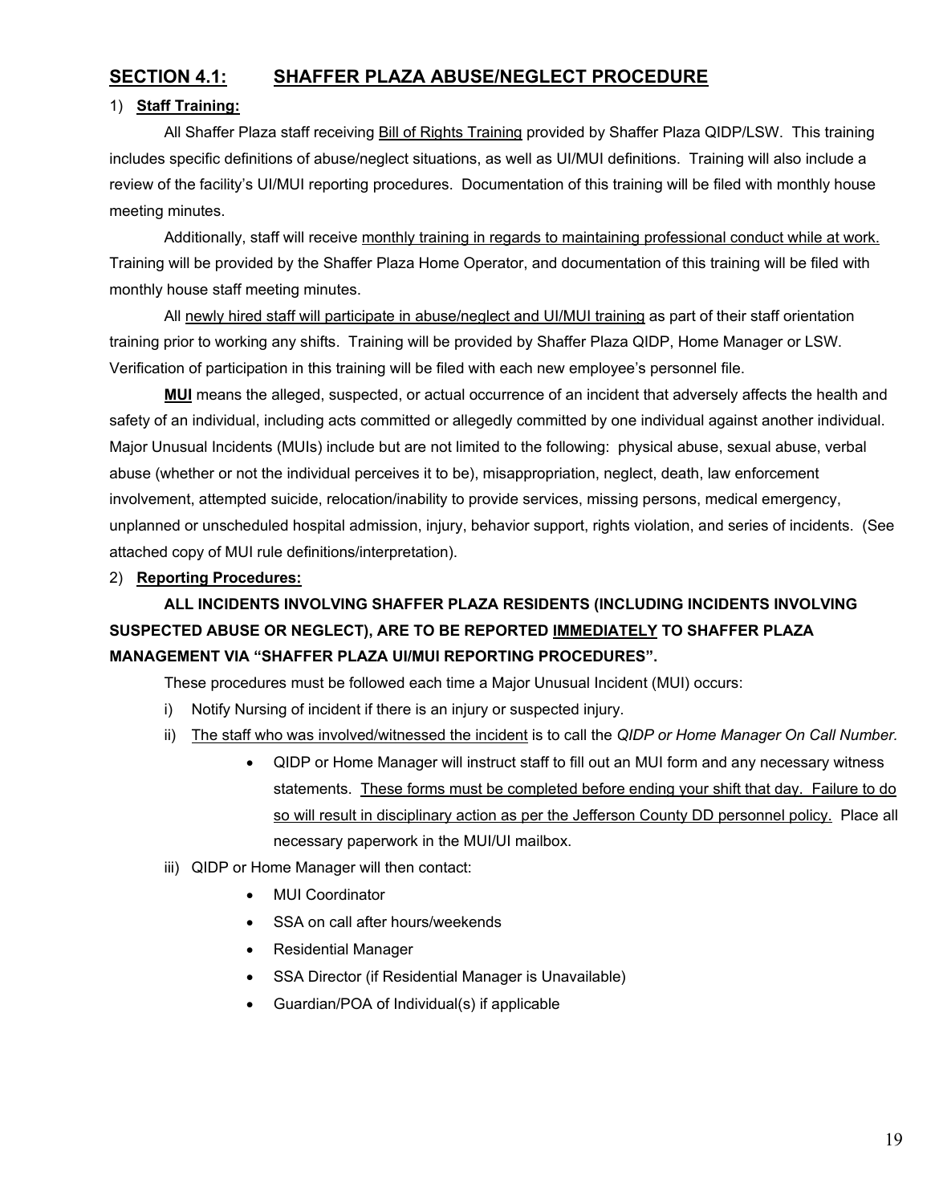## SECTION 4.1: SHAFFER PLAZA ABUSE/NEGLECT PROCEDURE

1) **Staff Training:**

All Shaffer Plaza staff receiving Bill of Rights Training provided by Shaffer Plaza QIDP/LSW. This training includes specific definitions of abuse/neglect situations, as well as UI/MUI definitions. Training will also include a review of the facility's UI/MUI reporting procedures. Documentation of this training will be filed with monthly house meeting minutes.

Additionally, staff will receive monthly training in regards to maintaining professional conduct while at work. Training will be provided by the Shaffer Plaza Home Operator, and documentation of this training will be filed with monthly house staff meeting minutes.

All newly hired staff will participate in abuse/neglect and UI/MUI training as part of their staff orientation training prior to working any shifts. Training will be provided by Shaffer Plaza QIDP, Home Manager or LSW. Verification of participation in this training will be filed with each new employee's personnel file.

**MUI** means the alleged, suspected, or actual occurrence of an incident that adversely affects the health and safety of an individual, including acts committed or allegedly committed by one individual against another individual. Major Unusual Incidents (MUIs) include but are not limited to the following: physical abuse, sexual abuse, verbal abuse (whether or not the individual perceives it to be), misappropriation, neglect, death, law enforcement involvement, attempted suicide, relocation/inability to provide services, missing persons, medical emergency, unplanned or unscheduled hospital admission, injury, behavior support, rights violation, and series of incidents. (See attached copy of MUI rule definitions/interpretation).

2) **Reporting Procedures:**

**ALL INCIDENTS INVOLVING SHAFFER PLAZA RESIDENTS (INCLUDING INCIDENTS INVOLVING SUSPECTED ABUSE OR NEGLECT), ARE TO BE REPORTED IMMEDIATELY TO SHAFFER PLAZA MANAGEMENT VIA "SHAFFER PLAZA UI/MUI REPORTING PROCEDURES".**

These procedures must be followed each time a Major Unusual Incident (MUI) occurs:

i) Notify Nursing of incident if there is an injury or suspected injury.

ii) The staff who was involved/witnessed the incident is to call the *QIDP or Home Manager On Call Number.*
   - QIDP or Home Manager will instruct staff to fill out an MUI form and any necessary witness statements. These forms must be completed before ending your shift that day. Failure to do so will result in disciplinary action as per the Jefferson County DD personnel policy. Place all necessary paperwork in the MUI/UI mailbox.

iii) QIDP or Home Manager will then contact:
   - MUI Coordinator
   - SSA on call after hours/weekends
   - Residential Manager
   - SSA Director (if Residential Manager is Unavailable)
   - Guardian/POA of Individual(s) if applicable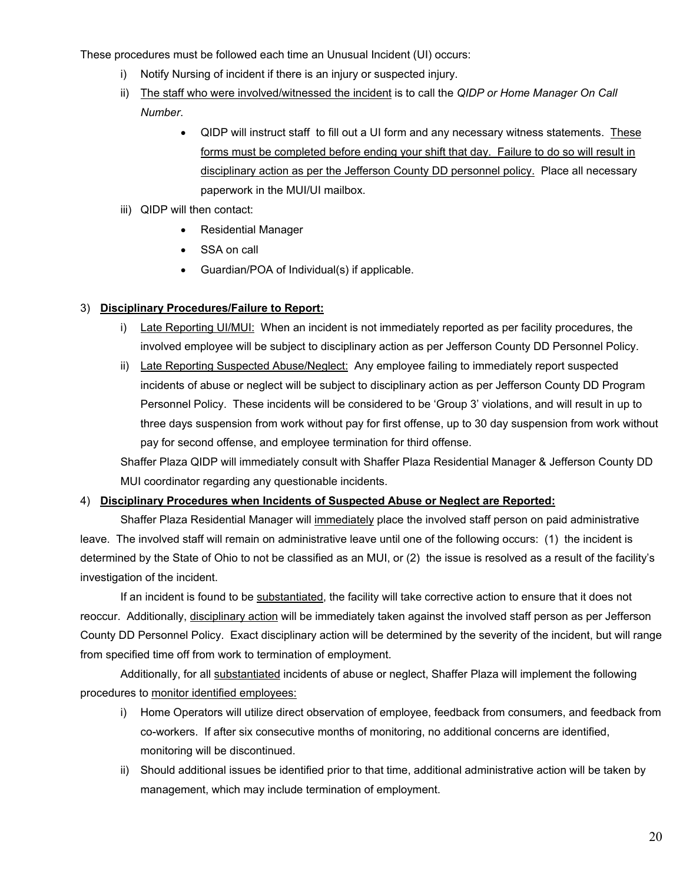These procedures must be followed each time an Unusual Incident (UI) occurs:

i) Notify Nursing of incident if there is an injury or suspected injury.

ii) The staff who were involved/witnessed the incident is to call the *QIDP or Home Manager On Call Number*.

- QIDP will instruct staff to fill out a UI form and any necessary witness statements. These forms must be completed before ending your shift that day. Failure to do so will result in disciplinary action as per the Jefferson County DD personnel policy. Place all necessary paperwork in the MUI/UI mailbox.

iii) QIDP will then contact:

- Residential Manager
- SSA on call
- Guardian/POA of Individual(s) if applicable.

3) **Disciplinary Procedures/Failure to Report:**

i) Late Reporting UI/MUI: When an incident is not immediately reported as per facility procedures, the involved employee will be subject to disciplinary action as per Jefferson County DD Personnel Policy.

ii) Late Reporting Suspected Abuse/Neglect: Any employee failing to immediately report suspected incidents of abuse or neglect will be subject to disciplinary action as per Jefferson County DD Program Personnel Policy. These incidents will be considered to be 'Group 3' violations, and will result in up to three days suspension from work without pay for first offense, up to 30 day suspension from work without pay for second offense, and employee termination for third offense.

Shaffer Plaza QIDP will immediately consult with Shaffer Plaza Residential Manager & Jefferson County DD MUI coordinator regarding any questionable incidents.

4) **Disciplinary Procedures when Incidents of Suspected Abuse or Neglect are Reported:**

Shaffer Plaza Residential Manager will immediately place the involved staff person on paid administrative leave. The involved staff will remain on administrative leave until one of the following occurs: (1) the incident is determined by the State of Ohio to not be classified as an MUI, or (2) the issue is resolved as a result of the facility's investigation of the incident.

If an incident is found to be substantiated, the facility will take corrective action to ensure that it does not reoccur. Additionally, disciplinary action will be immediately taken against the involved staff person as per Jefferson County DD Personnel Policy. Exact disciplinary action will be determined by the severity of the incident, but will range from specified time off from work to termination of employment.

Additionally, for all substantiated incidents of abuse or neglect, Shaffer Plaza will implement the following procedures to monitor identified employees:

i) Home Operators will utilize direct observation of employee, feedback from consumers, and feedback from co-workers. If after six consecutive months of monitoring, no additional concerns are identified, monitoring will be discontinued.

ii) Should additional issues be identified prior to that time, additional administrative action will be taken by management, which may include termination of employment.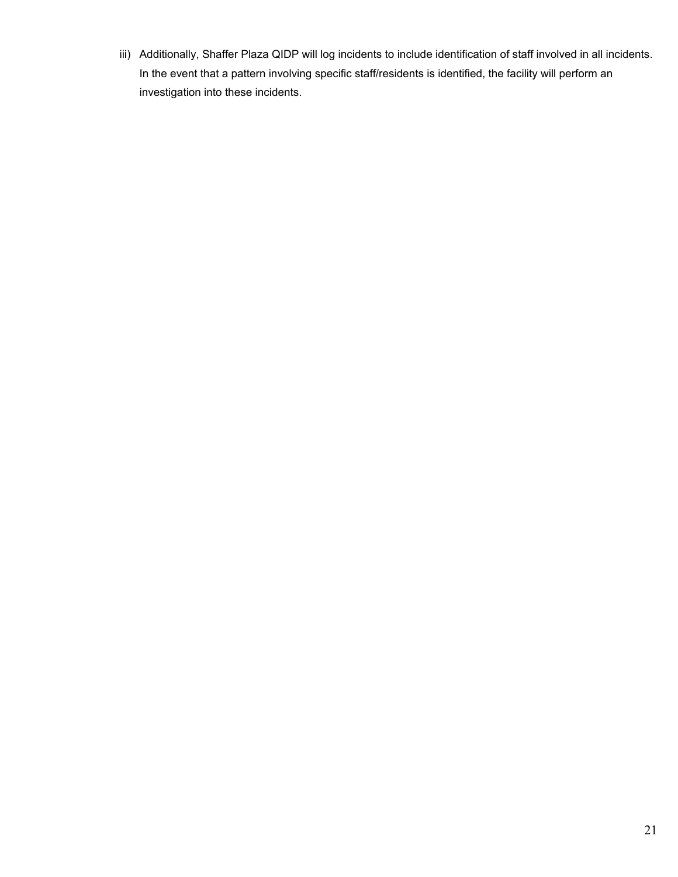iii) Additionally, Shaffer Plaza QIDP will log incidents to include identification of staff involved in all incidents. In the event that a pattern involving specific staff/residents is identified, the facility will perform an investigation into these incidents.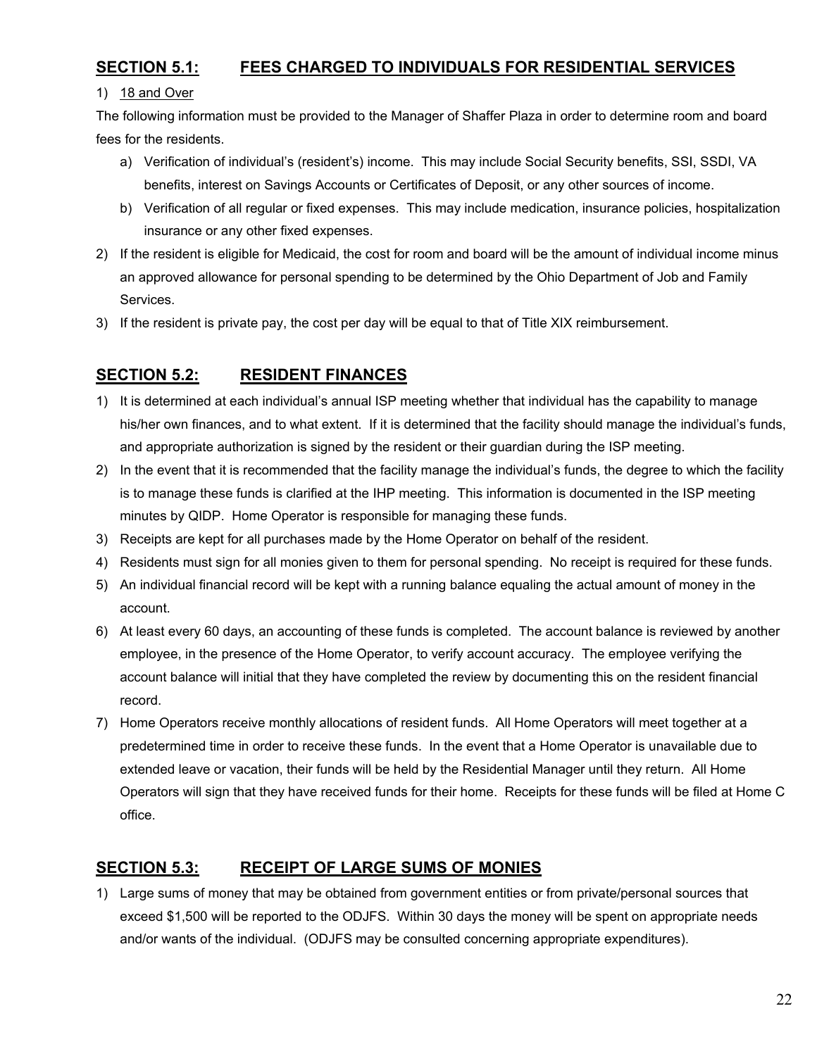## SECTION 5.1: FEES CHARGED TO INDIVIDUALS FOR RESIDENTIAL SERVICES

1) 18 and Over

The following information must be provided to the Manager of Shaffer Plaza in order to determine room and board fees for the residents.

   a) Verification of individual's (resident's) income. This may include Social Security benefits, SSI, SSDI, VA benefits, interest on Savings Accounts or Certificates of Deposit, or any other sources of income.
   b) Verification of all regular or fixed expenses. This may include medication, insurance policies, hospitalization insurance or any other fixed expenses.

2) If the resident is eligible for Medicaid, the cost for room and board will be the amount of individual income minus an approved allowance for personal spending to be determined by the Ohio Department of Job and Family Services.
3) If the resident is private pay, the cost per day will be equal to that of Title XIX reimbursement.

## SECTION 5.2: RESIDENT FINANCES

1) It is determined at each individual's annual ISP meeting whether that individual has the capability to manage his/her own finances, and to what extent. If it is determined that the facility should manage the individual's funds, and appropriate authorization is signed by the resident or their guardian during the ISP meeting.
2) In the event that it is recommended that the facility manage the individual's funds, the degree to which the facility is to manage these funds is clarified at the IHP meeting. This information is documented in the ISP meeting minutes by QIDP. Home Operator is responsible for managing these funds.
3) Receipts are kept for all purchases made by the Home Operator on behalf of the resident.
4) Residents must sign for all monies given to them for personal spending. No receipt is required for these funds.
5) An individual financial record will be kept with a running balance equaling the actual amount of money in the account.
6) At least every 60 days, an accounting of these funds is completed. The account balance is reviewed by another employee, in the presence of the Home Operator, to verify account accuracy. The employee verifying the account balance will initial that they have completed the review by documenting this on the resident financial record.
7) Home Operators receive monthly allocations of resident funds. All Home Operators will meet together at a predetermined time in order to receive these funds. In the event that a Home Operator is unavailable due to extended leave or vacation, their funds will be held by the Residential Manager until they return. All Home Operators will sign that they have received funds for their home. Receipts for these funds will be filed at Home C office.

## SECTION 5.3: RECEIPT OF LARGE SUMS OF MONIES

1) Large sums of money that may be obtained from government entities or from private/personal sources that exceed $1,500 will be reported to the ODJFS. Within 30 days the money will be spent on appropriate needs and/or wants of the individual. (ODJFS may be consulted concerning appropriate expenditures).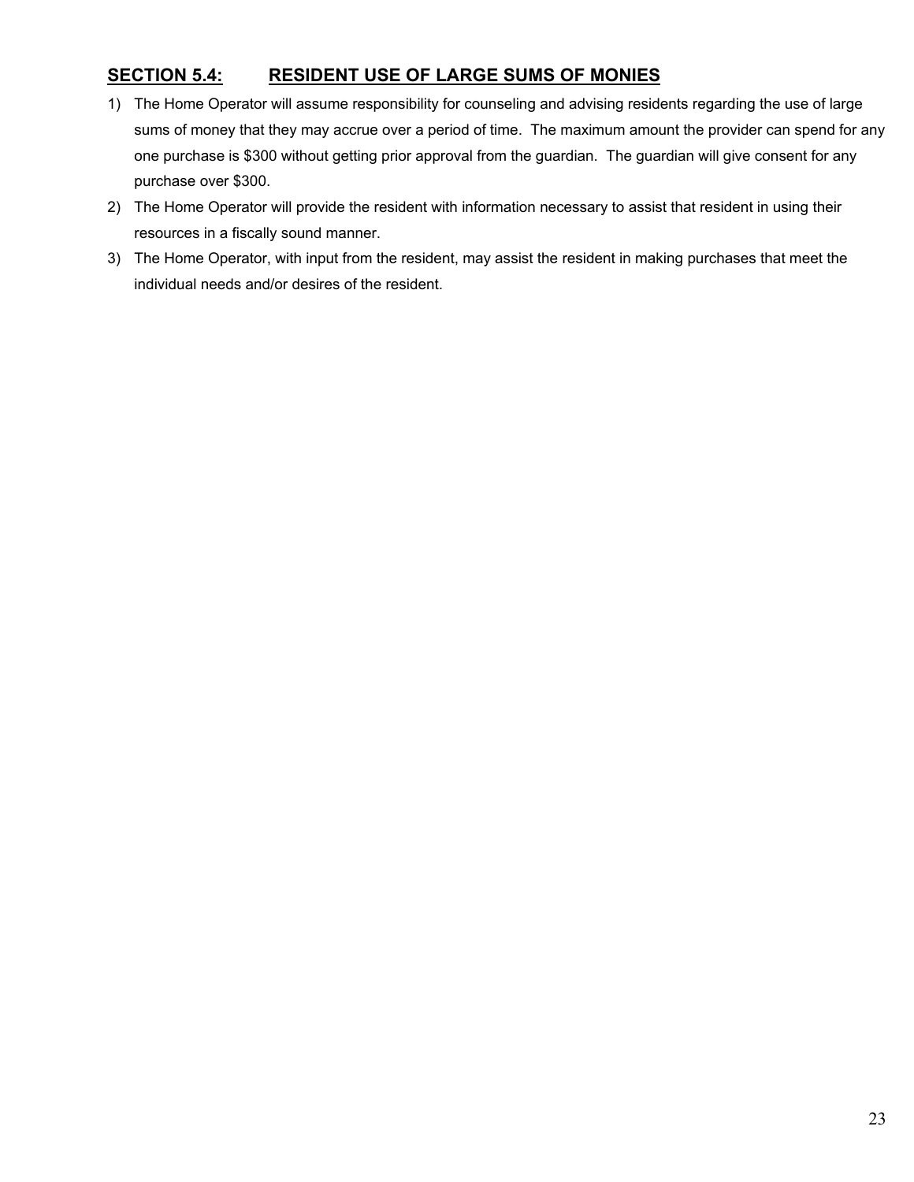## SECTION 5.4: RESIDENT USE OF LARGE SUMS OF MONIES

1) The Home Operator will assume responsibility for counseling and advising residents regarding the use of large sums of money that they may accrue over a period of time. The maximum amount the provider can spend for any one purchase is $300 without getting prior approval from the guardian. The guardian will give consent for any purchase over $300.
2) The Home Operator will provide the resident with information necessary to assist that resident in using their resources in a fiscally sound manner.
3) The Home Operator, with input from the resident, may assist the resident in making purchases that meet the individual needs and/or desires of the resident.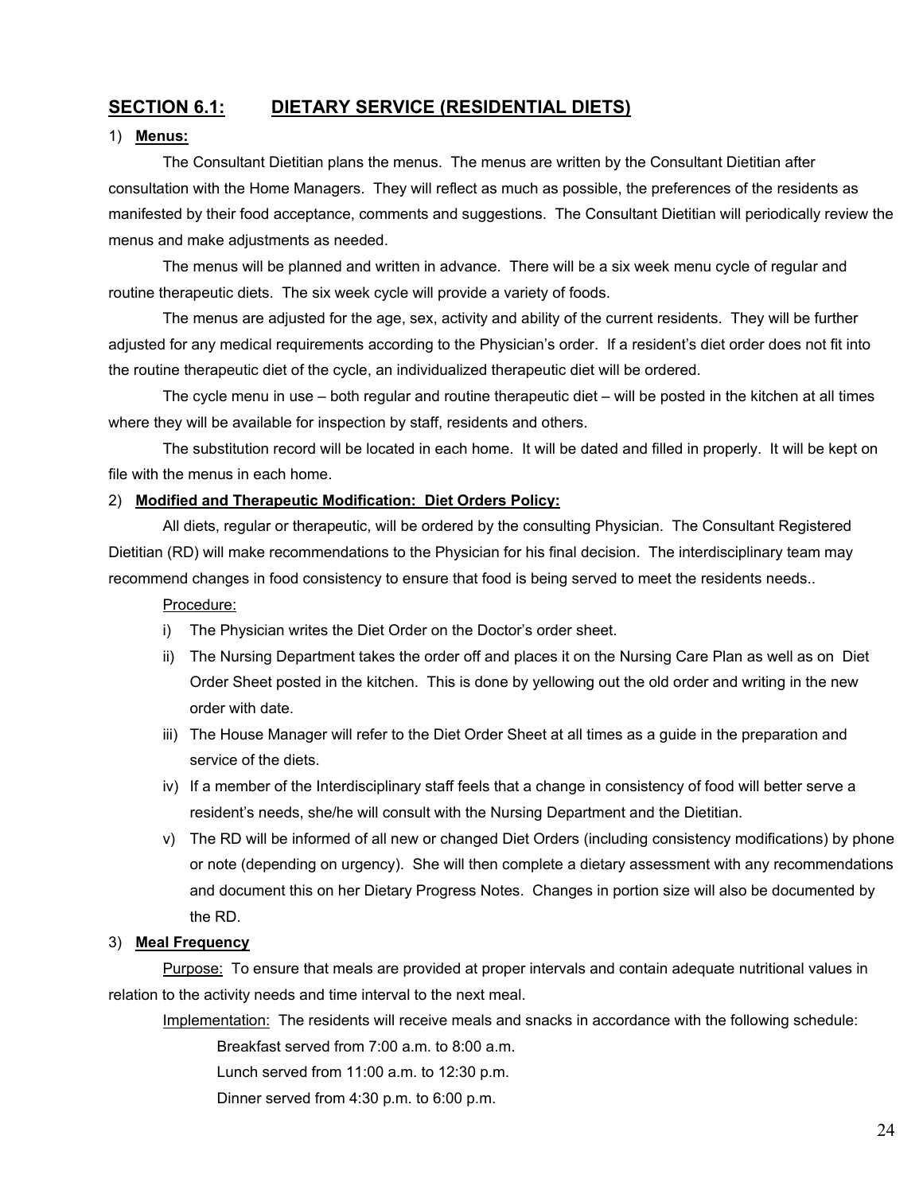## SECTION 6.1: DIETARY SERVICE (RESIDENTIAL DIETS)

1) **Menus:**

The Consultant Dietitian plans the menus. The menus are written by the Consultant Dietitian after consultation with the Home Managers. They will reflect as much as possible, the preferences of the residents as manifested by their food acceptance, comments and suggestions. The Consultant Dietitian will periodically review the menus and make adjustments as needed.

The menus will be planned and written in advance. There will be a six week menu cycle of regular and routine therapeutic diets. The six week cycle will provide a variety of foods.

The menus are adjusted for the age, sex, activity and ability of the current residents. They will be further adjusted for any medical requirements according to the Physician's order. If a resident's diet order does not fit into the routine therapeutic diet of the cycle, an individualized therapeutic diet will be ordered.

The cycle menu in use – both regular and routine therapeutic diet – will be posted in the kitchen at all times where they will be available for inspection by staff, residents and others.

The substitution record will be located in each home. It will be dated and filled in properly. It will be kept on file with the menus in each home.

2) **Modified and Therapeutic Modification: Diet Orders Policy:**

All diets, regular or therapeutic, will be ordered by the consulting Physician. The Consultant Registered Dietitian (RD) will make recommendations to the Physician for his final decision. The interdisciplinary team may recommend changes in food consistency to ensure that food is being served to meet the residents needs..

Procedure:

i) The Physician writes the Diet Order on the Doctor's order sheet.
ii) The Nursing Department takes the order off and places it on the Nursing Care Plan as well as on Diet Order Sheet posted in the kitchen. This is done by yellowing out the old order and writing in the new order with date.
iii) The House Manager will refer to the Diet Order Sheet at all times as a guide in the preparation and service of the diets.
iv) If a member of the Interdisciplinary staff feels that a change in consistency of food will better serve a resident's needs, she/he will consult with the Nursing Department and the Dietitian.
v) The RD will be informed of all new or changed Diet Orders (including consistency modifications) by phone or note (depending on urgency). She will then complete a dietary assessment with any recommendations and document this on her Dietary Progress Notes. Changes in portion size will also be documented by the RD.

3) **Meal Frequency**

Purpose: To ensure that meals are provided at proper intervals and contain adequate nutritional values in relation to the activity needs and time interval to the next meal.

Implementation: The residents will receive meals and snacks in accordance with the following schedule:

Breakfast served from 7:00 a.m. to 8:00 a.m.

Lunch served from 11:00 a.m. to 12:30 p.m.

Dinner served from 4:30 p.m. to 6:00 p.m.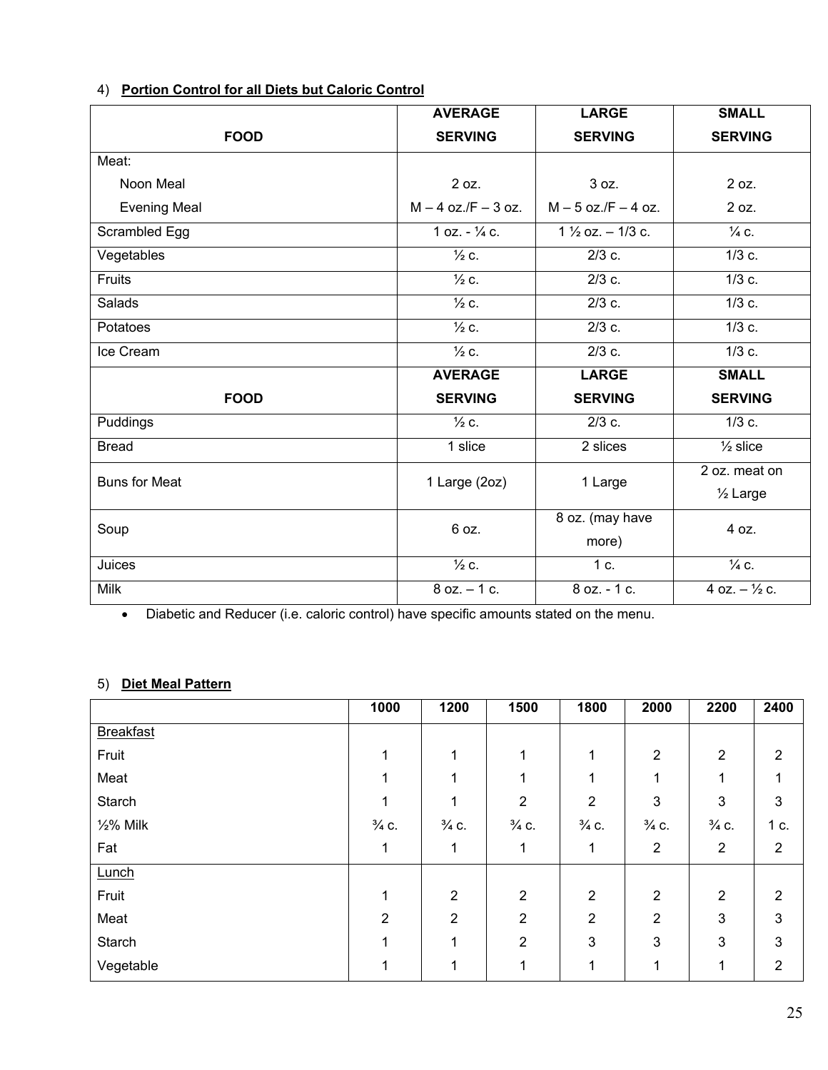4) **Portion Control for all Diets but Caloric Control**

| FOOD | AVERAGE SERVING | LARGE SERVING | SMALL SERVING |
|---|---|---|---|
| Meat: | | | |
| Noon Meal | 2 oz. | 3 oz. | 2 oz. |
| Evening Meal | M – 4 oz./F – 3 oz. | M – 5 oz./F – 4 oz. | 2 oz. |
| Scrambled Egg | 1 oz. - ¼ c. | 1 ½ oz. – 1/3 c. | ¼ c. |
| Vegetables | ½ c. | 2/3 c. | 1/3 c. |
| Fruits | ½ c. | 2/3 c. | 1/3 c. |
| Salads | ½ c. | 2/3 c. | 1/3 c. |
| Potatoes | ½ c. | 2/3 c. | 1/3 c. |
| Ice Cream | ½ c. | 2/3 c. | 1/3 c. |
| **FOOD** | **AVERAGE SERVING** | **LARGE SERVING** | **SMALL SERVING** |
| Puddings | ½ c. | 2/3 c. | 1/3 c. |
| Bread | 1 slice | 2 slices | ½ slice |
| Buns for Meat | 1 Large (2oz) | 1 Large | 2 oz. meat on ½ Large |
| Soup | 6 oz. | 8 oz. (may have more) | 4 oz. |
| Juices | ½ c. | 1 c. | ¼ c. |
| Milk | 8 oz. – 1 c. | 8 oz. - 1 c. | 4 oz. – ½ c. |

- Diabetic and Reducer (i.e. caloric control) have specific amounts stated on the menu.

5) **Diet Meal Pattern**

| | 1000 | 1200 | 1500 | 1800 | 2000 | 2200 | 2400 |
|---|---|---|---|---|---|---|---|
| Breakfast | | | | | | | |
| Fruit | 1 | 1 | 1 | 1 | 2 | 2 | 2 |
| Meat | 1 | 1 | 1 | 1 | 1 | 1 | 1 |
| Starch | 1 | 1 | 2 | 2 | 3 | 3 | 3 |
| ½% Milk | ¾ c. | ¾ c. | ¾ c. | ¾ c. | ¾ c. | ¾ c. | 1 c. |
| Fat | 1 | 1 | 1 | 1 | 2 | 2 | 2 |
| Lunch | | | | | | | |
| Fruit | 1 | 2 | 2 | 2 | 2 | 2 | 2 |
| Meat | 2 | 2 | 2 | 2 | 2 | 3 | 3 |
| Starch | 1 | 1 | 2 | 3 | 3 | 3 | 3 |
| Vegetable | 1 | 1 | 1 | 1 | 1 | 1 | 2 |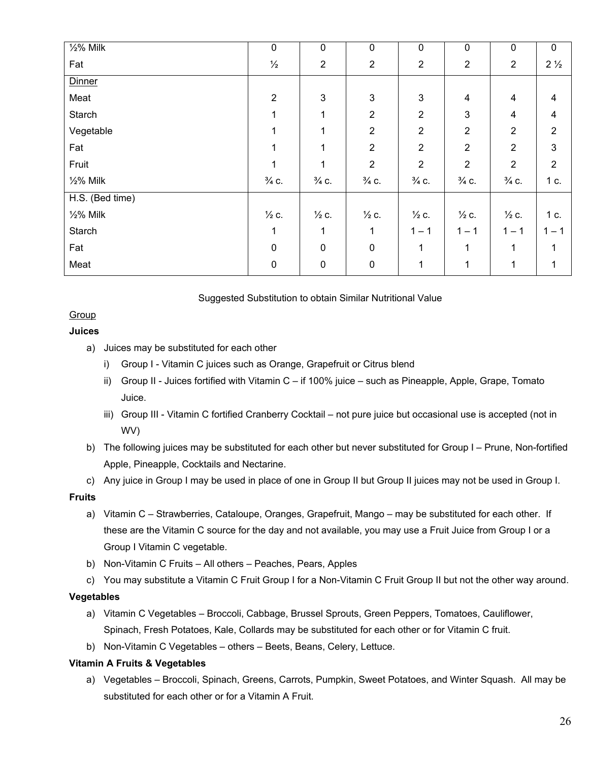| ½% Milk | 0 | 0 | 0 | 0 | 0 | 0 | 0 |
|---|---|---|---|---|---|---|---|
| Fat | ½ | 2 | 2 | 2 | 2 | 2 | 2 ½ |
| Dinner | | | | | | | |
| Meat | 2 | 3 | 3 | 3 | 4 | 4 | 4 |
| Starch | 1 | 1 | 2 | 2 | 3 | 4 | 4 |
| Vegetable | 1 | 1 | 2 | 2 | 2 | 2 | 2 |
| Fat | 1 | 1 | 2 | 2 | 2 | 2 | 3 |
| Fruit | 1 | 1 | 2 | 2 | 2 | 2 | 2 |
| ½% Milk | ¾ c. | ¾ c. | ¾ c. | ¾ c. | ¾ c. | ¾ c. | 1 c. |
| H.S. (Bed time) | | | | | | | |
| ½% Milk | ½ c. | ½ c. | ½ c. | ½ c. | ½ c. | ½ c. | 1 c. |
| Starch | 1 | 1 | 1 | 1 – 1 | 1 – 1 | 1 – 1 | 1 – 1 |
| Fat | 0 | 0 | 0 | 1 | 1 | 1 | 1 |
| Meat | 0 | 0 | 0 | 1 | 1 | 1 | 1 |

Suggested Substitution to obtain Similar Nutritional Value

Group

**Juices**

a) Juices may be substituted for each other
   i) Group I - Vitamin C juices such as Orange, Grapefruit or Citrus blend
   ii) Group II - Juices fortified with Vitamin C – if 100% juice – such as Pineapple, Apple, Grape, Tomato Juice.
   iii) Group III - Vitamin C fortified Cranberry Cocktail – not pure juice but occasional use is accepted (not in WV)
b) The following juices may be substituted for each other but never substituted for Group I – Prune, Non-fortified Apple, Pineapple, Cocktails and Nectarine.
c) Any juice in Group I may be used in place of one in Group II but Group II juices may not be used in Group I.

**Fruits**

a) Vitamin C – Strawberries, Cataloupe, Oranges, Grapefruit, Mango – may be substituted for each other. If these are the Vitamin C source for the day and not available, you may use a Fruit Juice from Group I or a Group I Vitamin C vegetable.
b) Non-Vitamin C Fruits – All others – Peaches, Pears, Apples
c) You may substitute a Vitamin C Fruit Group I for a Non-Vitamin C Fruit Group II but not the other way around.

**Vegetables**

a) Vitamin C Vegetables – Broccoli, Cabbage, Brussel Sprouts, Green Peppers, Tomatoes, Cauliflower, Spinach, Fresh Potatoes, Kale, Collards may be substituted for each other or for Vitamin C fruit.
b) Non-Vitamin C Vegetables – others – Beets, Beans, Celery, Lettuce.

**Vitamin A Fruits & Vegetables**

a) Vegetables – Broccoli, Spinach, Greens, Carrots, Pumpkin, Sweet Potatoes, and Winter Squash. All may be substituted for each other or for a Vitamin A Fruit.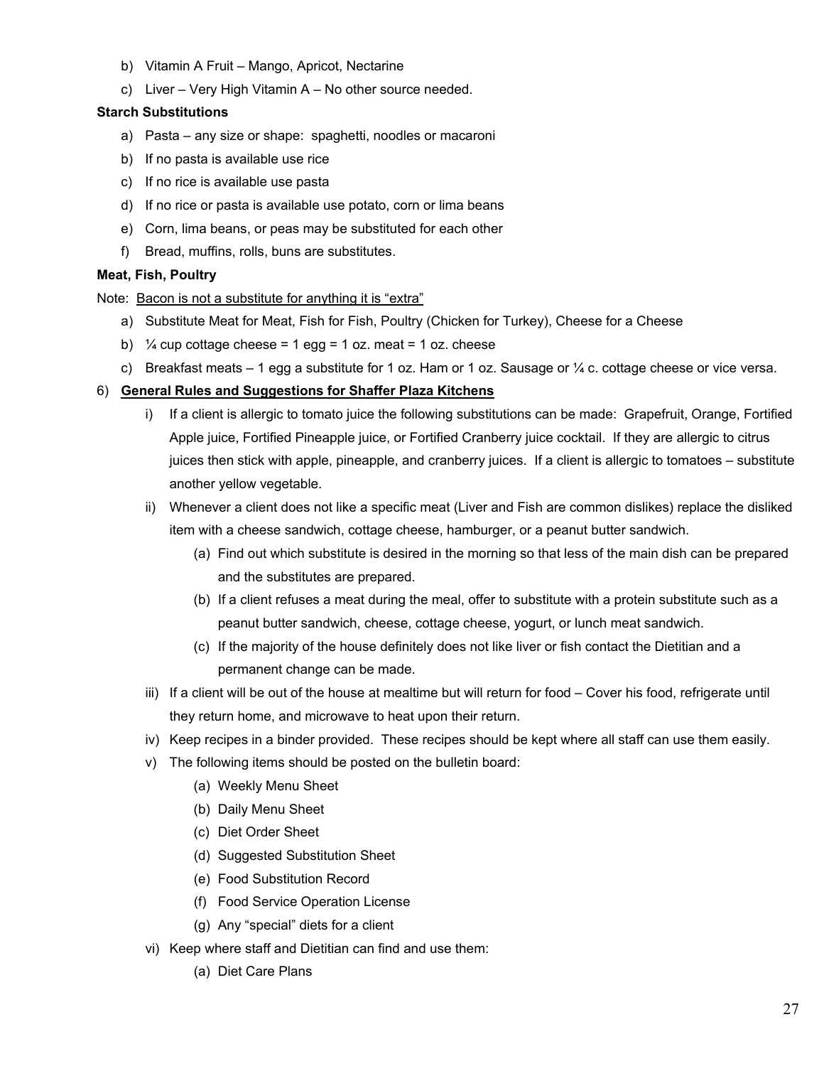b) Vitamin A Fruit – Mango, Apricot, Nectarine

c) Liver – Very High Vitamin A – No other source needed.

**Starch Substitutions**

a) Pasta – any size or shape: spaghetti, noodles or macaroni

b) If no pasta is available use rice

c) If no rice is available use pasta

d) If no rice or pasta is available use potato, corn or lima beans

e) Corn, lima beans, or peas may be substituted for each other

f) Bread, muffins, rolls, buns are substitutes.

**Meat, Fish, Poultry**

Note: <u>Bacon is not a substitute for anything it is "extra"</u>

a) Substitute Meat for Meat, Fish for Fish, Poultry (Chicken for Turkey), Cheese for a Cheese

b) ¼ cup cottage cheese = 1 egg = 1 oz. meat = 1 oz. cheese

c) Breakfast meats – 1 egg a substitute for 1 oz. Ham or 1 oz. Sausage or ¼ c. cottage cheese or vice versa.

6) **<u>General Rules and Suggestions for Shaffer Plaza Kitchens</u>**

   i) If a client is allergic to tomato juice the following substitutions can be made: Grapefruit, Orange, Fortified Apple juice, Fortified Pineapple juice, or Fortified Cranberry juice cocktail. If they are allergic to citrus juices then stick with apple, pineapple, and cranberry juices. If a client is allergic to tomatoes – substitute another yellow vegetable.

   ii) Whenever a client does not like a specific meat (Liver and Fish are common dislikes) replace the disliked item with a cheese sandwich, cottage cheese, hamburger, or a peanut butter sandwich.

      (a) Find out which substitute is desired in the morning so that less of the main dish can be prepared and the substitutes are prepared.

      (b) If a client refuses a meat during the meal, offer to substitute with a protein substitute such as a peanut butter sandwich, cheese, cottage cheese, yogurt, or lunch meat sandwich.

      (c) If the majority of the house definitely does not like liver or fish contact the Dietitian and a permanent change can be made.

   iii) If a client will be out of the house at mealtime but will return for food – Cover his food, refrigerate until they return home, and microwave to heat upon their return.

   iv) Keep recipes in a binder provided. These recipes should be kept where all staff can use them easily.

   v) The following items should be posted on the bulletin board:

      (a) Weekly Menu Sheet

      (b) Daily Menu Sheet

      (c) Diet Order Sheet

      (d) Suggested Substitution Sheet

      (e) Food Substitution Record

      (f) Food Service Operation License

      (g) Any "special" diets for a client

   vi) Keep where staff and Dietitian can find and use them:

      (a) Diet Care Plans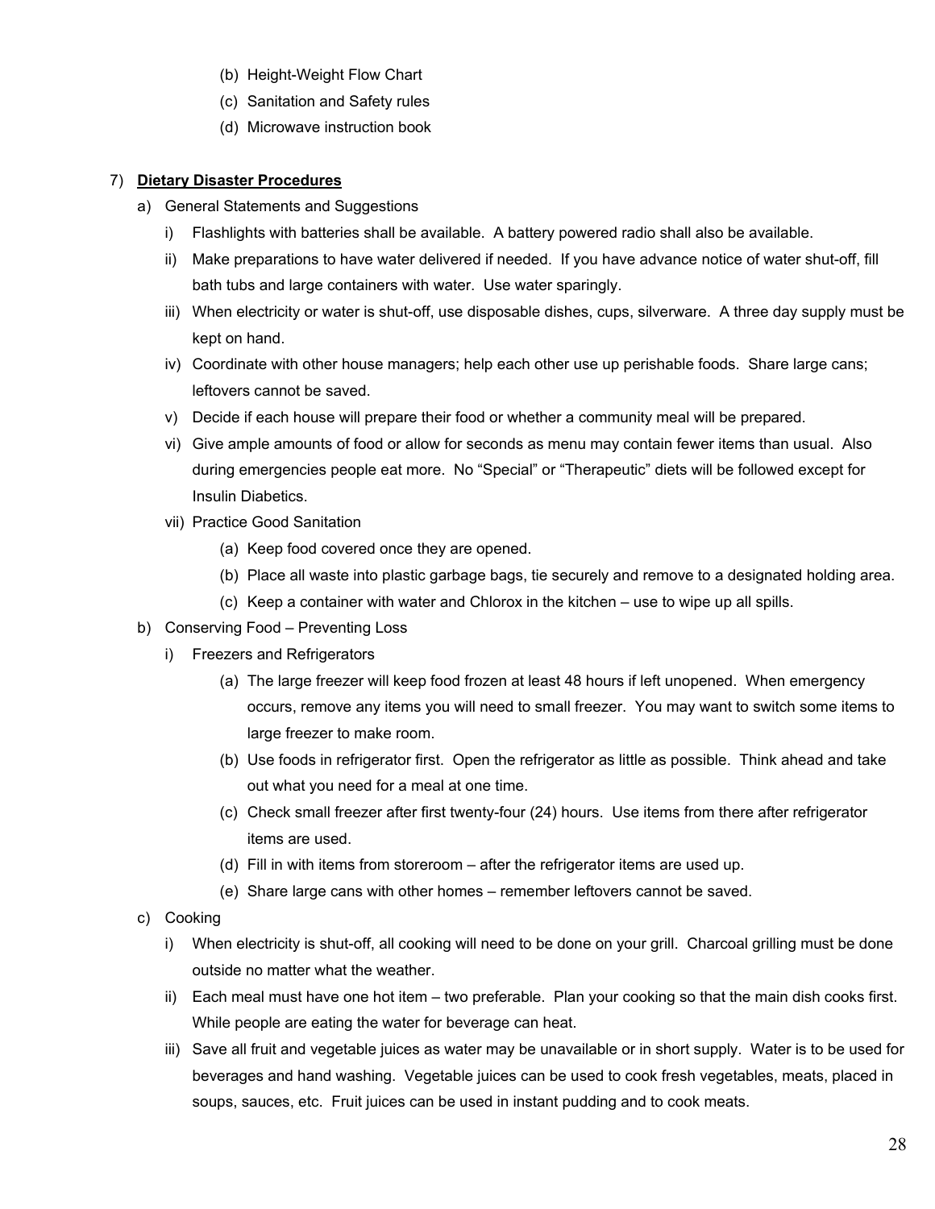(b) Height-Weight Flow Chart
(c) Sanitation and Safety rules
(d) Microwave instruction book

7) **Dietary Disaster Procedures**

a) General Statements and Suggestions

i) Flashlights with batteries shall be available. A battery powered radio shall also be available.

ii) Make preparations to have water delivered if needed. If you have advance notice of water shut-off, fill bath tubs and large containers with water. Use water sparingly.

iii) When electricity or water is shut-off, use disposable dishes, cups, silverware. A three day supply must be kept on hand.

iv) Coordinate with other house managers; help each other use up perishable foods. Share large cans; leftovers cannot be saved.

v) Decide if each house will prepare their food or whether a community meal will be prepared.

vi) Give ample amounts of food or allow for seconds as menu may contain fewer items than usual. Also during emergencies people eat more. No "Special" or "Therapeutic" diets will be followed except for Insulin Diabetics.

vii) Practice Good Sanitation

(a) Keep food covered once they are opened.
(b) Place all waste into plastic garbage bags, tie securely and remove to a designated holding area.
(c) Keep a container with water and Chlorox in the kitchen – use to wipe up all spills.

b) Conserving Food – Preventing Loss

i) Freezers and Refrigerators

(a) The large freezer will keep food frozen at least 48 hours if left unopened. When emergency occurs, remove any items you will need to small freezer. You may want to switch some items to large freezer to make room.
(b) Use foods in refrigerator first. Open the refrigerator as little as possible. Think ahead and take out what you need for a meal at one time.
(c) Check small freezer after first twenty-four (24) hours. Use items from there after refrigerator items are used.
(d) Fill in with items from storeroom – after the refrigerator items are used up.
(e) Share large cans with other homes – remember leftovers cannot be saved.

c) Cooking

i) When electricity is shut-off, all cooking will need to be done on your grill. Charcoal grilling must be done outside no matter what the weather.

ii) Each meal must have one hot item – two preferable. Plan your cooking so that the main dish cooks first. While people are eating the water for beverage can heat.

iii) Save all fruit and vegetable juices as water may be unavailable or in short supply. Water is to be used for beverages and hand washing. Vegetable juices can be used to cook fresh vegetables, meats, placed in soups, sauces, etc. Fruit juices can be used in instant pudding and to cook meats.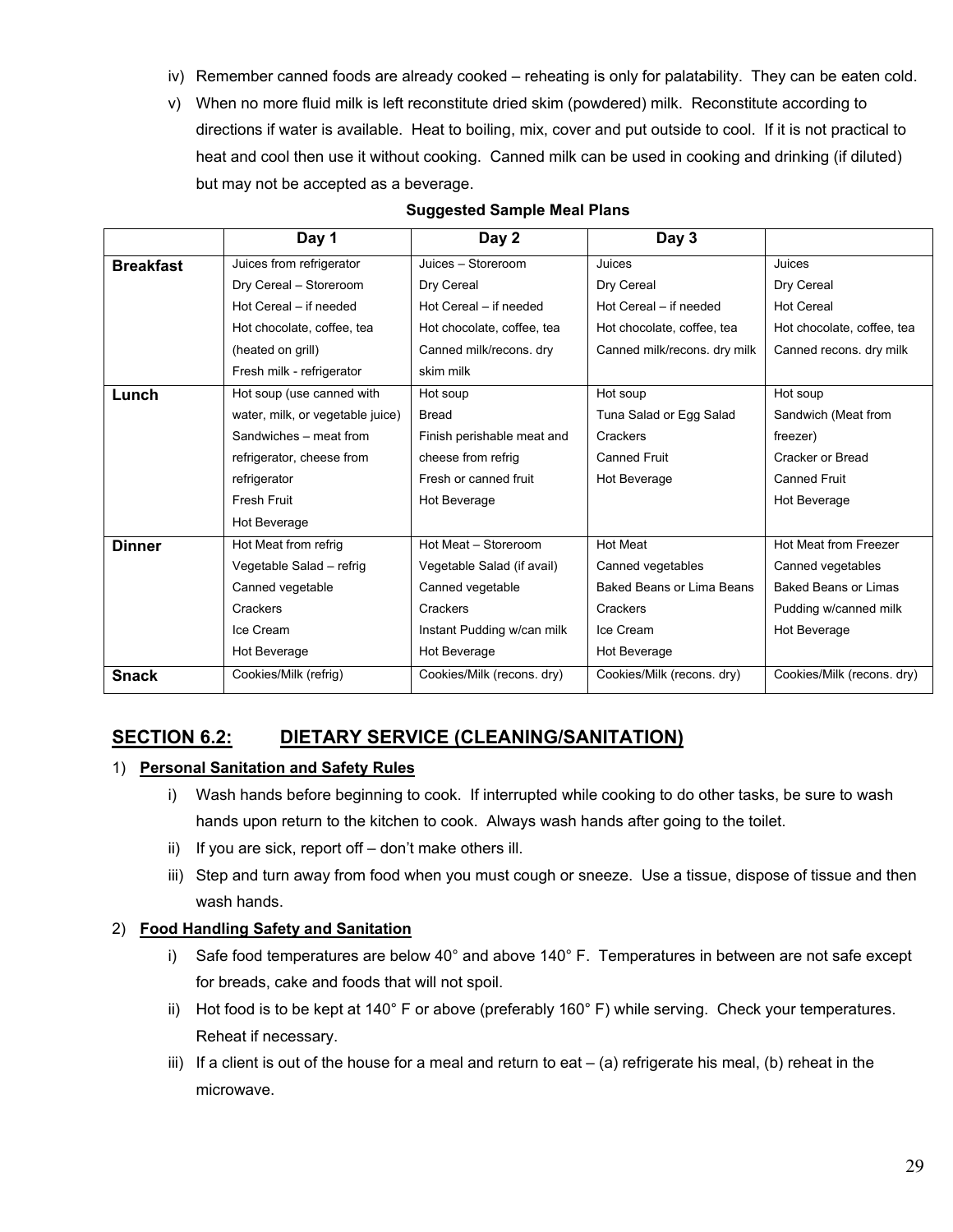iv) Remember canned foods are already cooked – reheating is only for palatability. They can be eaten cold.

v) When no more fluid milk is left reconstitute dried skim (powdered) milk. Reconstitute according to directions if water is available. Heat to boiling, mix, cover and put outside to cool. If it is not practical to heat and cool then use it without cooking. Canned milk can be used in cooking and drinking (if diluted) but may not be accepted as a beverage.

**Suggested Sample Meal Plans**

| | Day 1 | Day 2 | Day 3 | |
|---|---|---|---|---|
| **Breakfast** | Juices from refrigerator<br>Dry Cereal – Storeroom<br>Hot Cereal – if needed<br>Hot chocolate, coffee, tea (heated on grill)<br>Fresh milk - refrigerator | Juices – Storeroom<br>Dry Cereal<br>Hot Cereal – if needed<br>Hot chocolate, coffee, tea<br>Canned milk/recons. dry skim milk | Juices<br>Dry Cereal<br>Hot Cereal – if needed<br>Hot chocolate, coffee, tea<br>Canned milk/recons. dry milk | Juices<br>Dry Cereal<br>Hot Cereal<br>Hot chocolate, coffee, tea<br>Canned recons. dry milk |
| **Lunch** | Hot soup (use canned with water, milk, or vegetable juice)<br>Sandwiches – meat from refrigerator, cheese from refrigerator<br>Fresh Fruit<br>Hot Beverage | Hot soup<br>Bread<br>Finish perishable meat and cheese from refrig<br>Fresh or canned fruit<br>Hot Beverage | Hot soup<br>Tuna Salad or Egg Salad<br>Crackers<br>Canned Fruit<br>Hot Beverage | Hot soup<br>Sandwich (Meat from freezer)<br>Cracker or Bread<br>Canned Fruit<br>Hot Beverage |
| **Dinner** | Hot Meat from refrig<br>Vegetable Salad – refrig<br>Canned vegetable<br>Crackers<br>Ice Cream<br>Hot Beverage | Hot Meat – Storeroom<br>Vegetable Salad (if avail)<br>Canned vegetable<br>Crackers<br>Instant Pudding w/can milk<br>Hot Beverage | Hot Meat<br>Canned vegetables<br>Baked Beans or Lima Beans<br>Crackers<br>Ice Cream<br>Hot Beverage | Hot Meat from Freezer<br>Canned vegetables<br>Baked Beans or Limas<br>Pudding w/canned milk<br>Hot Beverage |
| **Snack** | Cookies/Milk (refrig) | Cookies/Milk (recons. dry) | Cookies/Milk (recons. dry) | Cookies/Milk (recons. dry) |

## SECTION 6.2: DIETARY SERVICE (CLEANING/SANITATION)

1) **Personal Sanitation and Safety Rules**

i) Wash hands before beginning to cook. If interrupted while cooking to do other tasks, be sure to wash hands upon return to the kitchen to cook. Always wash hands after going to the toilet.

ii) If you are sick, report off – don't make others ill.

iii) Step and turn away from food when you must cough or sneeze. Use a tissue, dispose of tissue and then wash hands.

2) **Food Handling Safety and Sanitation**

i) Safe food temperatures are below 40° and above 140° F. Temperatures in between are not safe except for breads, cake and foods that will not spoil.

ii) Hot food is to be kept at 140° F or above (preferably 160° F) while serving. Check your temperatures. Reheat if necessary.

iii) If a client is out of the house for a meal and return to eat – (a) refrigerate his meal, (b) reheat in the microwave.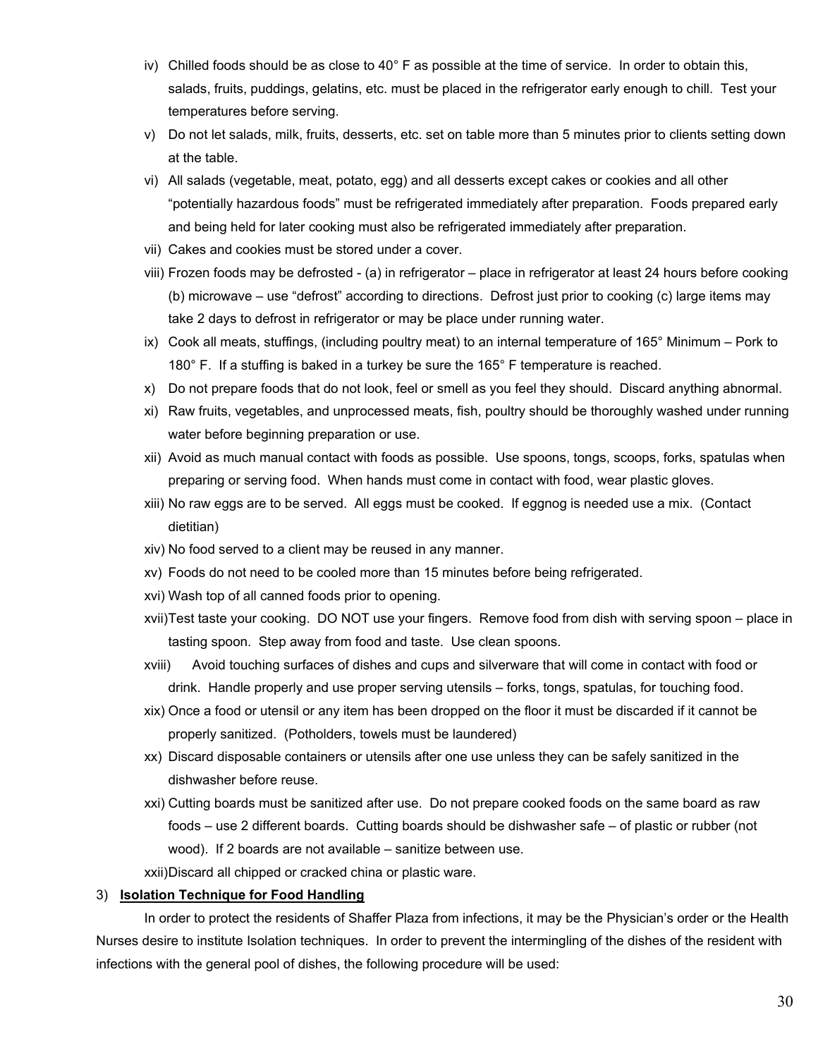iv) Chilled foods should be as close to 40° F as possible at the time of service. In order to obtain this, salads, fruits, puddings, gelatins, etc. must be placed in the refrigerator early enough to chill. Test your temperatures before serving.

v) Do not let salads, milk, fruits, desserts, etc. set on table more than 5 minutes prior to clients setting down at the table.

vi) All salads (vegetable, meat, potato, egg) and all desserts except cakes or cookies and all other "potentially hazardous foods" must be refrigerated immediately after preparation. Foods prepared early and being held for later cooking must also be refrigerated immediately after preparation.

vii) Cakes and cookies must be stored under a cover.

viii) Frozen foods may be defrosted - (a) in refrigerator – place in refrigerator at least 24 hours before cooking (b) microwave – use "defrost" according to directions. Defrost just prior to cooking (c) large items may take 2 days to defrost in refrigerator or may be place under running water.

ix) Cook all meats, stuffings, (including poultry meat) to an internal temperature of 165° Minimum – Pork to 180° F. If a stuffing is baked in a turkey be sure the 165° F temperature is reached.

x) Do not prepare foods that do not look, feel or smell as you feel they should. Discard anything abnormal.

xi) Raw fruits, vegetables, and unprocessed meats, fish, poultry should be thoroughly washed under running water before beginning preparation or use.

xii) Avoid as much manual contact with foods as possible. Use spoons, tongs, scoops, forks, spatulas when preparing or serving food. When hands must come in contact with food, wear plastic gloves.

xiii) No raw eggs are to be served. All eggs must be cooked. If eggnog is needed use a mix. (Contact dietitian)

xiv) No food served to a client may be reused in any manner.

xv) Foods do not need to be cooled more than 15 minutes before being refrigerated.

xvi) Wash top of all canned foods prior to opening.

xvii) Test taste your cooking. DO NOT use your fingers. Remove food from dish with serving spoon – place in tasting spoon. Step away from food and taste. Use clean spoons.

xviii) Avoid touching surfaces of dishes and cups and silverware that will come in contact with food or drink. Handle properly and use proper serving utensils – forks, tongs, spatulas, for touching food.

xix) Once a food or utensil or any item has been dropped on the floor it must be discarded if it cannot be properly sanitized. (Potholders, towels must be laundered)

xx) Discard disposable containers or utensils after one use unless they can be safely sanitized in the dishwasher before reuse.

xxi) Cutting boards must be sanitized after use. Do not prepare cooked foods on the same board as raw foods – use 2 different boards. Cutting boards should be dishwasher safe – of plastic or rubber (not wood). If 2 boards are not available – sanitize between use.

xxii) Discard all chipped or cracked china or plastic ware.

3) **Isolation Technique for Food Handling**

In order to protect the residents of Shaffer Plaza from infections, it may be the Physician's order or the Health Nurses desire to institute Isolation techniques. In order to prevent the intermingling of the dishes of the resident with infections with the general pool of dishes, the following procedure will be used: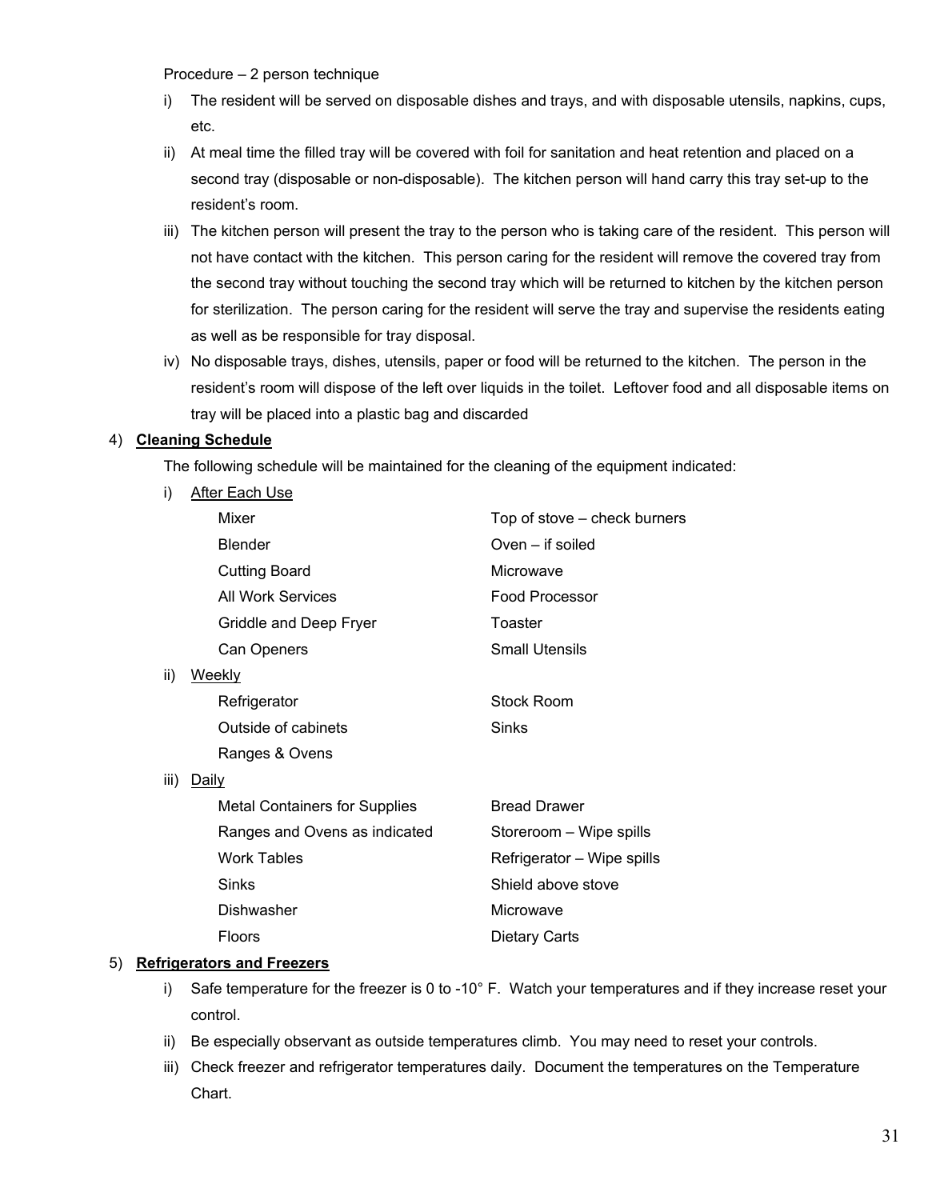Procedure – 2 person technique

- i) The resident will be served on disposable dishes and trays, and with disposable utensils, napkins, cups, etc.
- ii) At meal time the filled tray will be covered with foil for sanitation and heat retention and placed on a second tray (disposable or non-disposable). The kitchen person will hand carry this tray set-up to the resident's room.
- iii) The kitchen person will present the tray to the person who is taking care of the resident. This person will not have contact with the kitchen. This person caring for the resident will remove the covered tray from the second tray without touching the second tray which will be returned to kitchen by the kitchen person for sterilization. The person caring for the resident will serve the tray and supervise the residents eating as well as be responsible for tray disposal.
- iv) No disposable trays, dishes, utensils, paper or food will be returned to the kitchen. The person in the resident's room will dispose of the left over liquids in the toilet. Leftover food and all disposable items on tray will be placed into a plastic bag and discarded

4) **<u>Cleaning Schedule</u>**

The following schedule will be maintained for the cleaning of the equipment indicated:

i) <u>After Each Use</u>

- Mixer
- Blender
- Cutting Board
- All Work Services
- Griddle and Deep Fryer
- Can Openers
- Top of stove – check burners
- Oven – if soiled
- Microwave
- Food Processor
- Toaster
- Small Utensils

ii) <u>Weekly</u>

- Refrigerator
- Outside of cabinets
- Ranges & Ovens
- Stock Room
- Sinks

iii) <u>Daily</u>

- Metal Containers for Supplies
- Ranges and Ovens as indicated
- Work Tables
- Sinks
- Dishwasher
- Floors
- Bread Drawer
- Storeroom – Wipe spills
- Refrigerator – Wipe spills
- Shield above stove
- Microwave
- Dietary Carts

5) **<u>Refrigerators and Freezers</u>**

- i) Safe temperature for the freezer is 0 to -10° F. Watch your temperatures and if they increase reset your control.
- ii) Be especially observant as outside temperatures climb. You may need to reset your controls.
- iii) Check freezer and refrigerator temperatures daily. Document the temperatures on the Temperature Chart.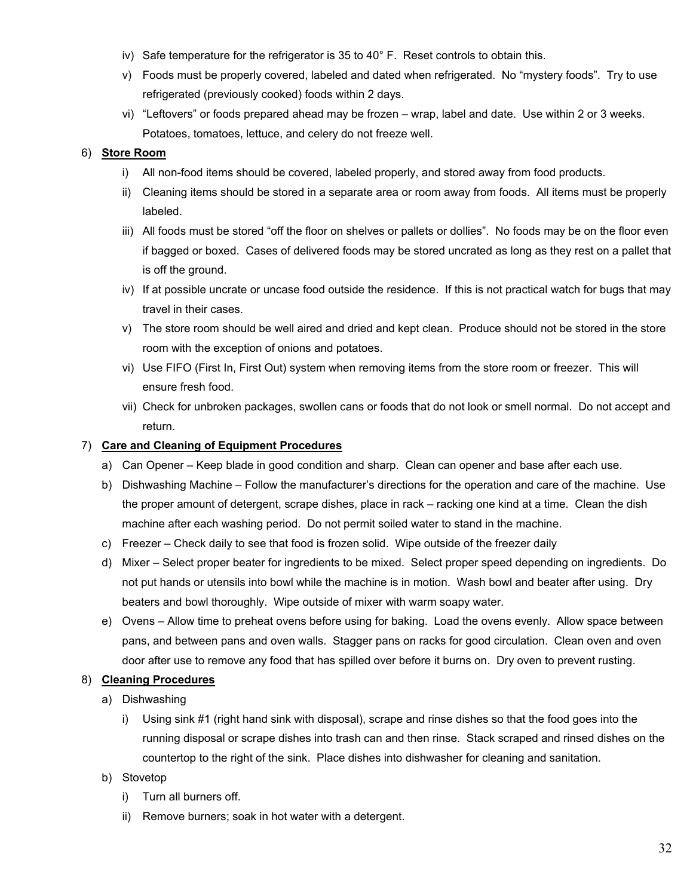iv) Safe temperature for the refrigerator is 35 to 40° F. Reset controls to obtain this.

v) Foods must be properly covered, labeled and dated when refrigerated. No "mystery foods". Try to use refrigerated (previously cooked) foods within 2 days.

vi) "Leftovers" or foods prepared ahead may be frozen – wrap, label and date. Use within 2 or 3 weeks. Potatoes, tomatoes, lettuce, and celery do not freeze well.

6) **<u>Store Room</u>**

i) All non-food items should be covered, labeled properly, and stored away from food products.

ii) Cleaning items should be stored in a separate area or room away from foods. All items must be properly labeled.

iii) All foods must be stored "off the floor on shelves or pallets or dollies". No foods may be on the floor even if bagged or boxed. Cases of delivered foods may be stored uncrated as long as they rest on a pallet that is off the ground.

iv) If at possible uncrate or uncase food outside the residence. If this is not practical watch for bugs that may travel in their cases.

v) The store room should be well aired and dried and kept clean. Produce should not be stored in the store room with the exception of onions and potatoes.

vi) Use FIFO (First In, First Out) system when removing items from the store room or freezer. This will ensure fresh food.

vii) Check for unbroken packages, swollen cans or foods that do not look or smell normal. Do not accept and return.

7) **<u>Care and Cleaning of Equipment Procedures</u>**

a) Can Opener – Keep blade in good condition and sharp. Clean can opener and base after each use.

b) Dishwashing Machine – Follow the manufacturer's directions for the operation and care of the machine. Use the proper amount of detergent, scrape dishes, place in rack – racking one kind at a time. Clean the dish machine after each washing period. Do not permit soiled water to stand in the machine.

c) Freezer – Check daily to see that food is frozen solid. Wipe outside of the freezer daily

d) Mixer – Select proper beater for ingredients to be mixed. Select proper speed depending on ingredients. Do not put hands or utensils into bowl while the machine is in motion. Wash bowl and beater after using. Dry beaters and bowl thoroughly. Wipe outside of mixer with warm soapy water.

e) Ovens – Allow time to preheat ovens before using for baking. Load the ovens evenly. Allow space between pans, and between pans and oven walls. Stagger pans on racks for good circulation. Clean oven and oven door after use to remove any food that has spilled over before it burns on. Dry oven to prevent rusting.

8) **<u>Cleaning Procedures</u>**

a) Dishwashing

i) Using sink #1 (right hand sink with disposal), scrape and rinse dishes so that the food goes into the running disposal or scrape dishes into trash can and then rinse. Stack scraped and rinsed dishes on the countertop to the right of the sink. Place dishes into dishwasher for cleaning and sanitation.

b) Stovetop

i) Turn all burners off.

ii) Remove burners; soak in hot water with a detergent.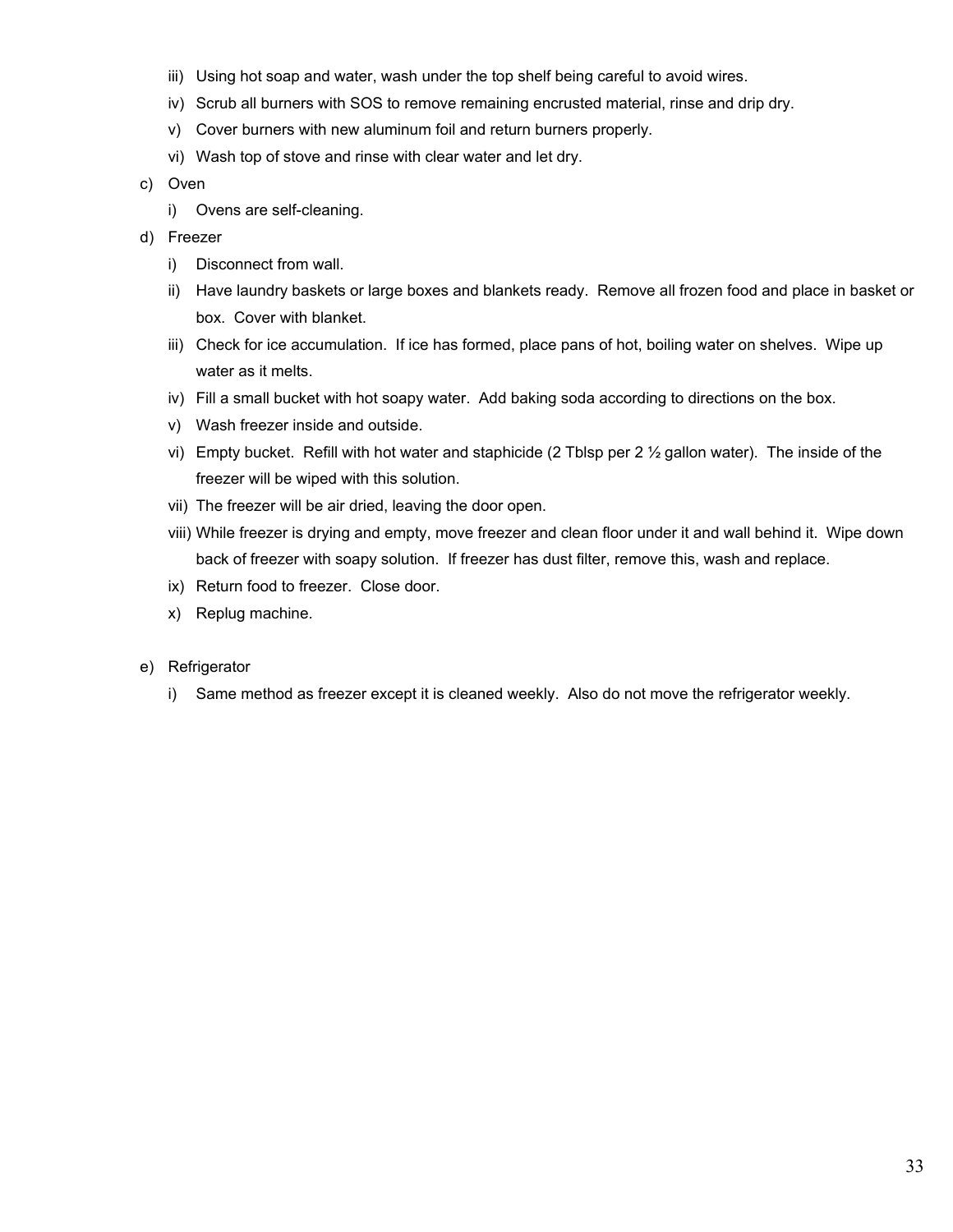iii) Using hot soap and water, wash under the top shelf being careful to avoid wires.
iv) Scrub all burners with SOS to remove remaining encrusted material, rinse and drip dry.
v) Cover burners with new aluminum foil and return burners properly.
vi) Wash top of stove and rinse with clear water and let dry.

c) Oven
   i) Ovens are self-cleaning.

d) Freezer
   i) Disconnect from wall.
   ii) Have laundry baskets or large boxes and blankets ready. Remove all frozen food and place in basket or box. Cover with blanket.
   iii) Check for ice accumulation. If ice has formed, place pans of hot, boiling water on shelves. Wipe up water as it melts.
   iv) Fill a small bucket with hot soapy water. Add baking soda according to directions on the box.
   v) Wash freezer inside and outside.
   vi) Empty bucket. Refill with hot water and staphicide (2 Tblsp per 2 ½ gallon water). The inside of the freezer will be wiped with this solution.
   vii) The freezer will be air dried, leaving the door open.
   viii) While freezer is drying and empty, move freezer and clean floor under it and wall behind it. Wipe down back of freezer with soapy solution. If freezer has dust filter, remove this, wash and replace.
   ix) Return food to freezer. Close door.
   x) Replug machine.

e) Refrigerator
   i) Same method as freezer except it is cleaned weekly. Also do not move the refrigerator weekly.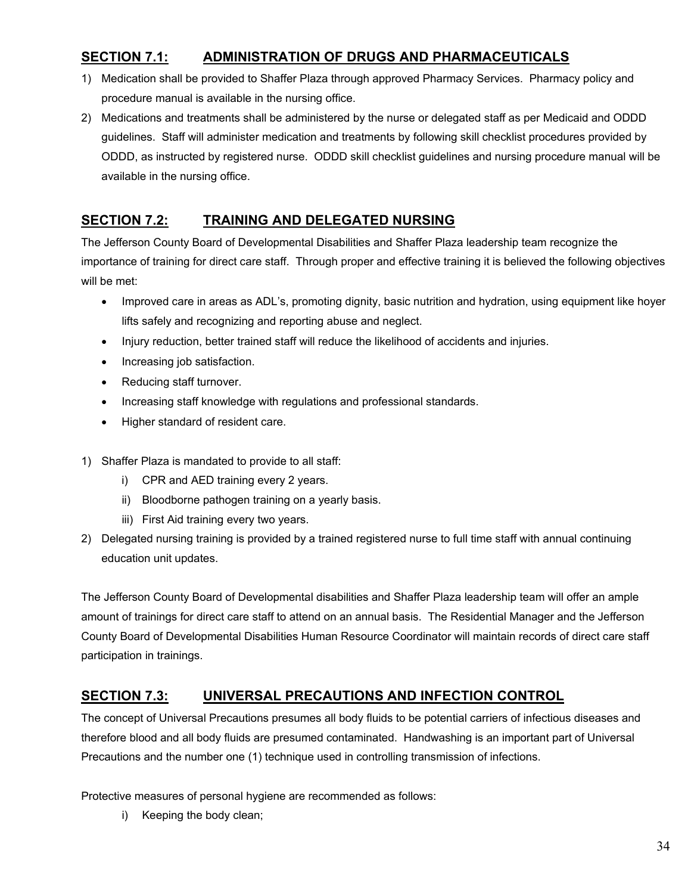## SECTION 7.1: ADMINISTRATION OF DRUGS AND PHARMACEUTICALS

1) Medication shall be provided to Shaffer Plaza through approved Pharmacy Services. Pharmacy policy and procedure manual is available in the nursing office.
2) Medications and treatments shall be administered by the nurse or delegated staff as per Medicaid and ODDD guidelines. Staff will administer medication and treatments by following skill checklist procedures provided by ODDD, as instructed by registered nurse. ODDD skill checklist guidelines and nursing procedure manual will be available in the nursing office.

## SECTION 7.2: TRAINING AND DELEGATED NURSING

The Jefferson County Board of Developmental Disabilities and Shaffer Plaza leadership team recognize the importance of training for direct care staff. Through proper and effective training it is believed the following objectives will be met:

- Improved care in areas as ADL's, promoting dignity, basic nutrition and hydration, using equipment like hoyer lifts safely and recognizing and reporting abuse and neglect.
- Injury reduction, better trained staff will reduce the likelihood of accidents and injuries.
- Increasing job satisfaction.
- Reducing staff turnover.
- Increasing staff knowledge with regulations and professional standards.
- Higher standard of resident care.

1) Shaffer Plaza is mandated to provide to all staff:
   i) CPR and AED training every 2 years.
   ii) Bloodborne pathogen training on a yearly basis.
   iii) First Aid training every two years.
2) Delegated nursing training is provided by a trained registered nurse to full time staff with annual continuing education unit updates.

The Jefferson County Board of Developmental disabilities and Shaffer Plaza leadership team will offer an ample amount of trainings for direct care staff to attend on an annual basis. The Residential Manager and the Jefferson County Board of Developmental Disabilities Human Resource Coordinator will maintain records of direct care staff participation in trainings.

## SECTION 7.3: UNIVERSAL PRECAUTIONS AND INFECTION CONTROL

The concept of Universal Precautions presumes all body fluids to be potential carriers of infectious diseases and therefore blood and all body fluids are presumed contaminated. Handwashing is an important part of Universal Precautions and the number one (1) technique used in controlling transmission of infections.

Protective measures of personal hygiene are recommended as follows:

   i) Keeping the body clean;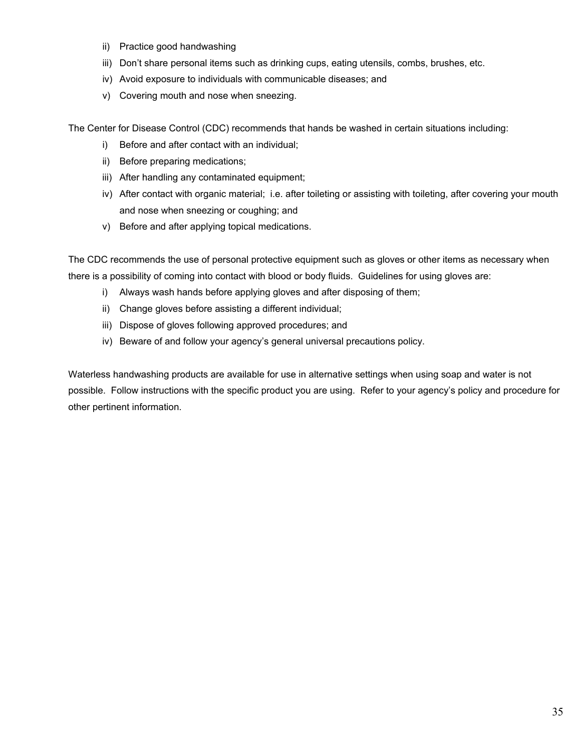ii) Practice good handwashing
iii) Don't share personal items such as drinking cups, eating utensils, combs, brushes, etc.
iv) Avoid exposure to individuals with communicable diseases; and
v) Covering mouth and nose when sneezing.

The Center for Disease Control (CDC) recommends that hands be washed in certain situations including:

i) Before and after contact with an individual;
ii) Before preparing medications;
iii) After handling any contaminated equipment;
iv) After contact with organic material; i.e. after toileting or assisting with toileting, after covering your mouth and nose when sneezing or coughing; and
v) Before and after applying topical medications.

The CDC recommends the use of personal protective equipment such as gloves or other items as necessary when there is a possibility of coming into contact with blood or body fluids. Guidelines for using gloves are:

i) Always wash hands before applying gloves and after disposing of them;
ii) Change gloves before assisting a different individual;
iii) Dispose of gloves following approved procedures; and
iv) Beware of and follow your agency's general universal precautions policy.

Waterless handwashing products are available for use in alternative settings when using soap and water is not possible. Follow instructions with the specific product you are using. Refer to your agency's policy and procedure for other pertinent information.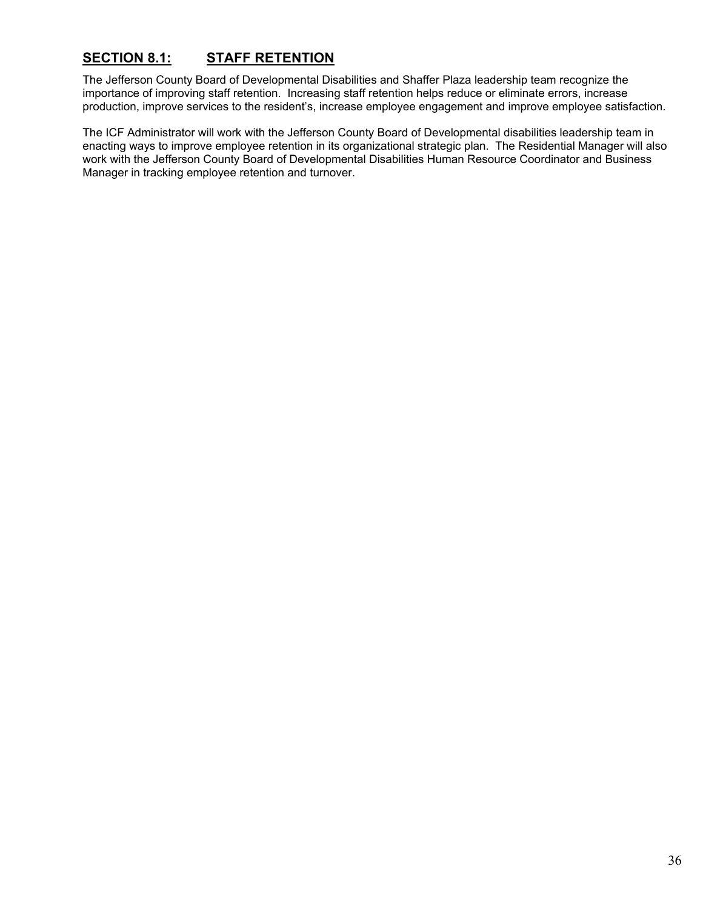## SECTION 8.1: STAFF RETENTION

The Jefferson County Board of Developmental Disabilities and Shaffer Plaza leadership team recognize the importance of improving staff retention. Increasing staff retention helps reduce or eliminate errors, increase production, improve services to the resident's, increase employee engagement and improve employee satisfaction.

The ICF Administrator will work with the Jefferson County Board of Developmental disabilities leadership team in enacting ways to improve employee retention in its organizational strategic plan. The Residential Manager will also work with the Jefferson County Board of Developmental Disabilities Human Resource Coordinator and Business Manager in tracking employee retention and turnover.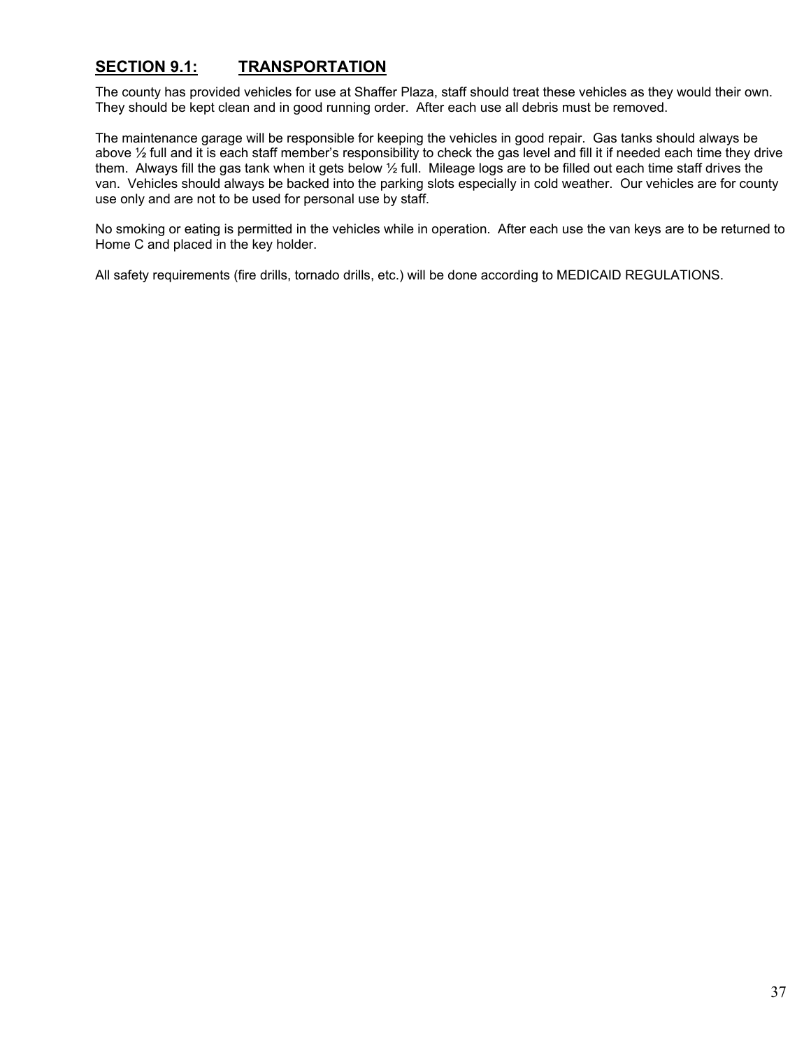## **SECTION 9.1: TRANSPORTATION**

The county has provided vehicles for use at Shaffer Plaza, staff should treat these vehicles as they would their own. They should be kept clean and in good running order. After each use all debris must be removed.

The maintenance garage will be responsible for keeping the vehicles in good repair. Gas tanks should always be above ½ full and it is each staff member's responsibility to check the gas level and fill it if needed each time they drive them. Always fill the gas tank when it gets below ½ full. Mileage logs are to be filled out each time staff drives the van. Vehicles should always be backed into the parking slots especially in cold weather. Our vehicles are for county use only and are not to be used for personal use by staff.

No smoking or eating is permitted in the vehicles while in operation. After each use the van keys are to be returned to Home C and placed in the key holder.

All safety requirements (fire drills, tornado drills, etc.) will be done according to MEDICAID REGULATIONS.